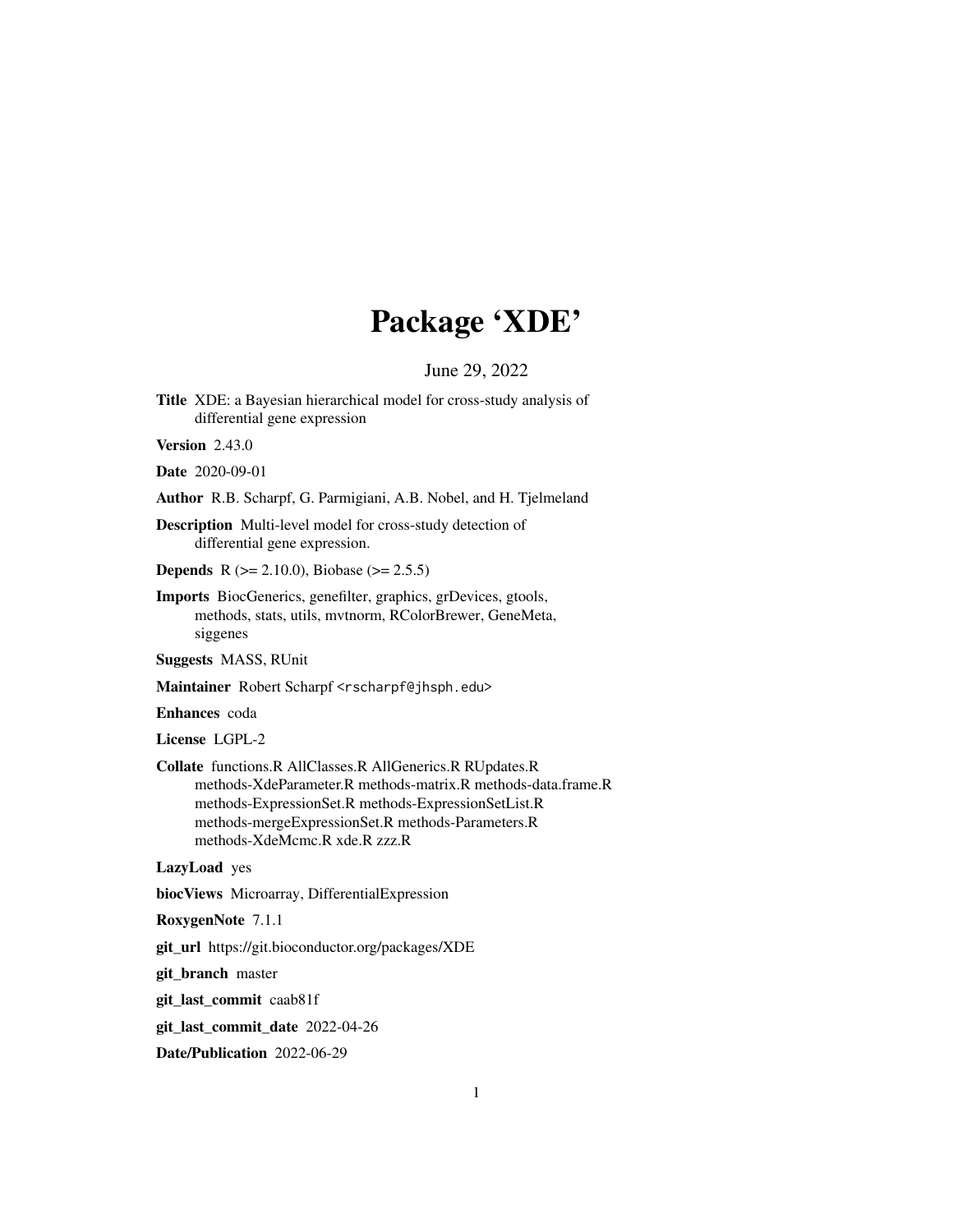# Package 'XDE'

June 29, 2022

**Title** XDE: a Bayesian hierarchical model for cross-study analysis of differential gene expression

**Version** 2.43.0

**Date** 2020-09-01

**Author** R.B. Scharpf, G. Parmigiani, A.B. Nobel, and H. Tjelmeland

**Description** Multi-level model for cross-study detection of differential gene expression.

**Depends** R (>= 2.10.0), Biobase (>= 2.5.5)

**Imports** BiocGenerics, genefilter, graphics, grDevices, gtools, methods, stats, utils, mvtnorm, RColorBrewer, GeneMeta, siggenes

**Suggests** MASS, RUnit

**Maintainer** Robert Scharpf <rscharpf@jhsph.edu>

**Enhances** coda

**License** LGPL-2

**Collate** functions.R AllClasses.R AllGenerics.R RUpdates.R methods-XdeParameter.R methods-matrix.R methods-data.frame.R methods-ExpressionSet.R methods-ExpressionSetList.R methods-mergeExpressionSet.R methods-Parameters.R methods-XdeMcmc.R xde.R zzz.R

**LazyLoad** yes

**biocViews** Microarray, DifferentialExpression

**RoxygenNote** 7.1.1

**git_url** https://git.bioconductor.org/packages/XDE

**git_branch** master

**git_last_commit** caab81f

**git_last_commit_date** 2022-04-26

**Date/Publication** 2022-06-29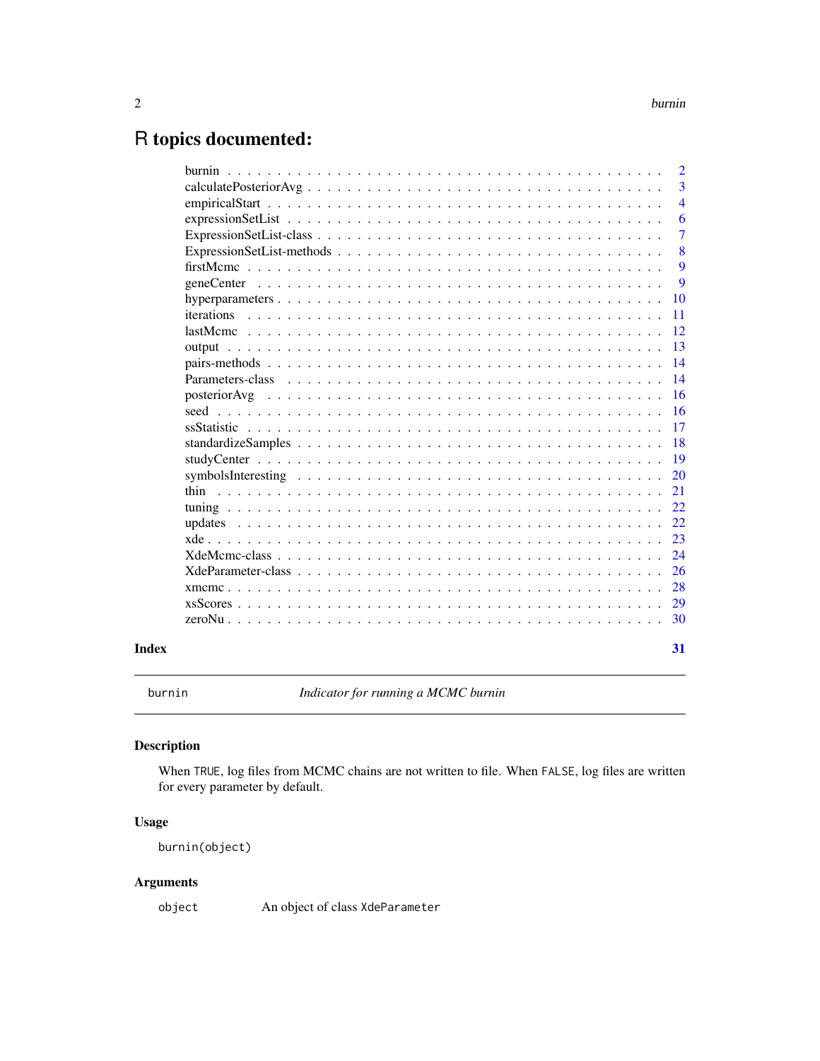# R topics documented:

burnin . . . . . . . . . . . . . . . . . . . . . . . . . . . . . . . . . . . . . . . . . . 2
calculatePosteriorAvg . . . . . . . . . . . . . . . . . . . . . . . . . . . . . . . . . . . 3
empiricalStart . . . . . . . . . . . . . . . . . . . . . . . . . . . . . . . . . . . . . . . 4
expressionSetList . . . . . . . . . . . . . . . . . . . . . . . . . . . . . . . . . . . . . 6
ExpressionSetList-class . . . . . . . . . . . . . . . . . . . . . . . . . . . . . . . . . . 7
ExpressionSetList-methods . . . . . . . . . . . . . . . . . . . . . . . . . . . . . . . . 8
firstMcmc . . . . . . . . . . . . . . . . . . . . . . . . . . . . . . . . . . . . . . . . . 9
geneCenter . . . . . . . . . . . . . . . . . . . . . . . . . . . . . . . . . . . . . . . . 9
hyperparameters . . . . . . . . . . . . . . . . . . . . . . . . . . . . . . . . . . . . . 10
iterations . . . . . . . . . . . . . . . . . . . . . . . . . . . . . . . . . . . . . . . . 11
lastMcmc . . . . . . . . . . . . . . . . . . . . . . . . . . . . . . . . . . . . . . . . 12
output . . . . . . . . . . . . . . . . . . . . . . . . . . . . . . . . . . . . . . . . . 13
pairs-methods . . . . . . . . . . . . . . . . . . . . . . . . . . . . . . . . . . . . . . 14
Parameters-class . . . . . . . . . . . . . . . . . . . . . . . . . . . . . . . . . . . . . 14
posteriorAvg . . . . . . . . . . . . . . . . . . . . . . . . . . . . . . . . . . . . . . 16
seed . . . . . . . . . . . . . . . . . . . . . . . . . . . . . . . . . . . . . . . . . . 16
ssStatistic . . . . . . . . . . . . . . . . . . . . . . . . . . . . . . . . . . . . . . . 17
standardizeSamples . . . . . . . . . . . . . . . . . . . . . . . . . . . . . . . . . . . 18
studyCenter . . . . . . . . . . . . . . . . . . . . . . . . . . . . . . . . . . . . . . . 19
symbolsInteresting . . . . . . . . . . . . . . . . . . . . . . . . . . . . . . . . . . . . 20
thin . . . . . . . . . . . . . . . . . . . . . . . . . . . . . . . . . . . . . . . . . . 21
tuning . . . . . . . . . . . . . . . . . . . . . . . . . . . . . . . . . . . . . . . . . 22
updates . . . . . . . . . . . . . . . . . . . . . . . . . . . . . . . . . . . . . . . . 22
xde . . . . . . . . . . . . . . . . . . . . . . . . . . . . . . . . . . . . . . . . . . . 23
XdeMcmc-class . . . . . . . . . . . . . . . . . . . . . . . . . . . . . . . . . . . . . 24
XdeParameter-class . . . . . . . . . . . . . . . . . . . . . . . . . . . . . . . . . . . 26
xmcmc . . . . . . . . . . . . . . . . . . . . . . . . . . . . . . . . . . . . . . . . . 28
xsScores . . . . . . . . . . . . . . . . . . . . . . . . . . . . . . . . . . . . . . . . 29
zeroNu . . . . . . . . . . . . . . . . . . . . . . . . . . . . . . . . . . . . . . . . . 30

**Index** **31**

---

`burnin` *Indicator for running a MCMC burnin*

---

### Description

When `TRUE`, log files from MCMC chains are not written to file. When `FALSE`, log files are written for every parameter by default.

### Usage

```
burnin(object)
```

### Arguments

`object` An object of class `XdeParameter`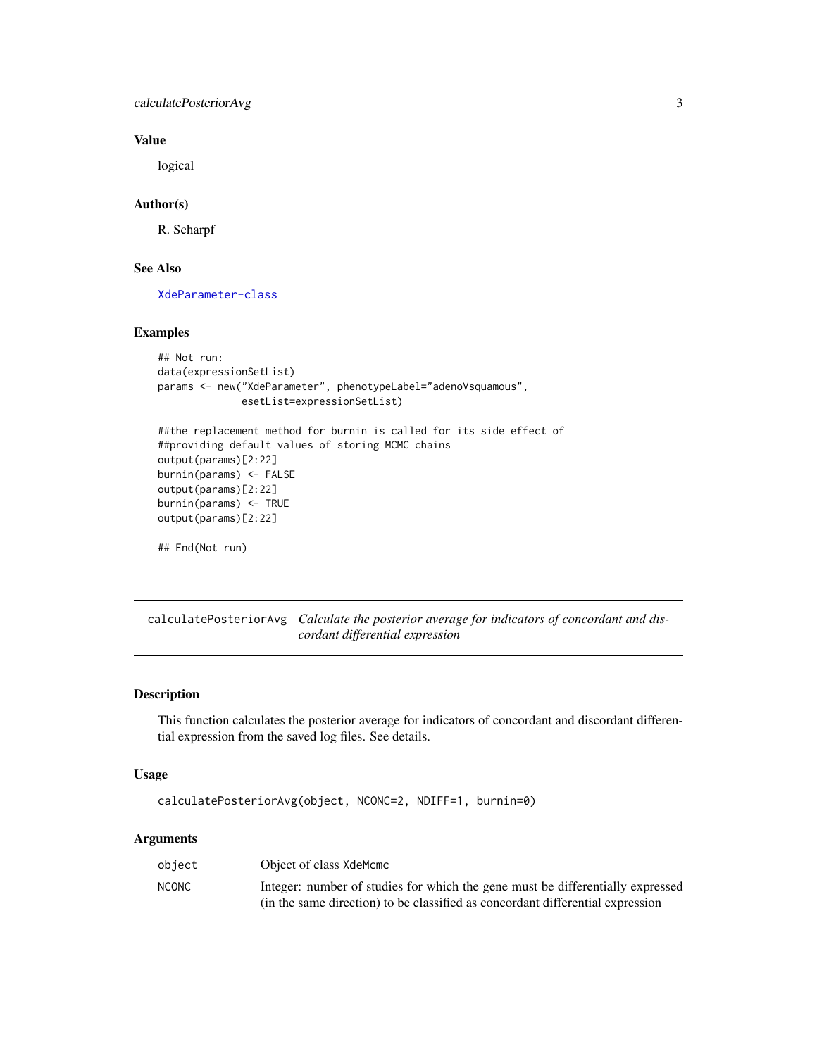### Value

logical

### Author(s)

R. Scharpf

### See Also

XdeParameter-class

### Examples

```
## Not run:
data(expressionSetList)
params <- new("XdeParameter", phenotypeLabel="adenoVsquamous",
              esetList=expressionSetList)

##the replacement method for burnin is called for its side effect of
##providing default values of storing MCMC chains
output(params)[2:22]
burnin(params) <- FALSE
output(params)[2:22]
burnin(params) <- TRUE
output(params)[2:22]

## End(Not run)
```

---

## calculatePosteriorAvg *Calculate the posterior average for indicators of concordant and discordant differential expression*

---

### Description

This function calculates the posterior average for indicators of concordant and discordant differential expression from the saved log files. See details.

### Usage

```
calculatePosteriorAvg(object, NCONC=2, NDIFF=1, burnin=0)
```

### Arguments

| | |
|---|---|
| object | Object of class XdeMcmc |
| NCONC | Integer: number of studies for which the gene must be differentially expressed (in the same direction) to be classified as concordant differential expression |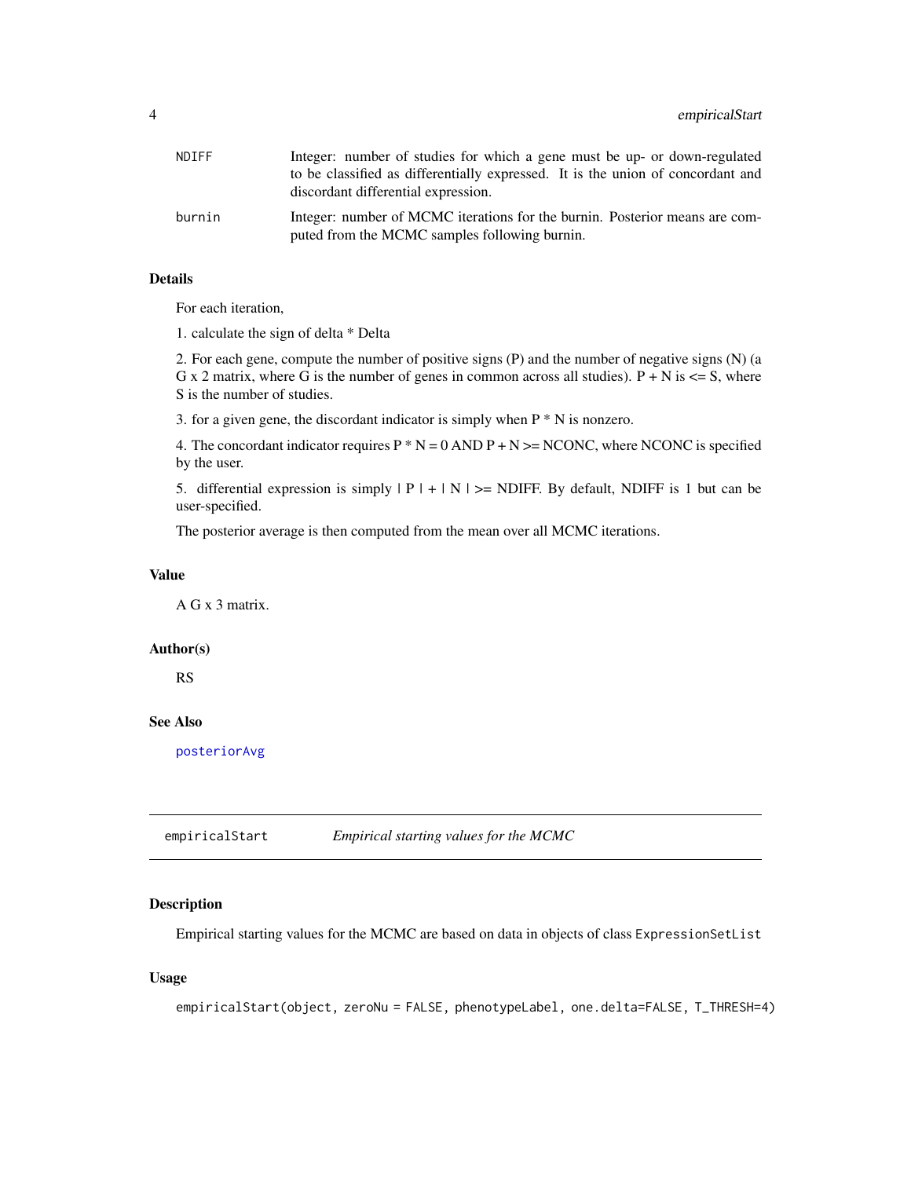| | |
|---|---|
| NDIFF | Integer: number of studies for which a gene must be up- or down-regulated to be classified as differentially expressed. It is the union of concordant and discordant differential expression. |
| burnin | Integer: number of MCMC iterations for the burnin. Posterior means are computed from the MCMC samples following burnin. |

### Details

For each iteration,

1. calculate the sign of delta * Delta

2. For each gene, compute the number of positive signs (P) and the number of negative signs (N) (a G x 2 matrix, where G is the number of genes in common across all studies). P + N is <= S, where S is the number of studies.

3. for a given gene, the discordant indicator is simply when P * N is nonzero.

4. The concordant indicator requires P * N = 0 AND P + N >= NCONC, where NCONC is specified by the user.

5. differential expression is simply | P | + | N | >= NDIFF. By default, NDIFF is 1 but can be user-specified.

The posterior average is then computed from the mean over all MCMC iterations.

### Value

A G x 3 matrix.

### Author(s)

RS

### See Also

posteriorAvg

---

## empiricalStart *Empirical starting values for the MCMC*

---

### Description

Empirical starting values for the MCMC are based on data in objects of class ExpressionSetList

### Usage

```
empiricalStart(object, zeroNu = FALSE, phenotypeLabel, one.delta=FALSE, T_THRESH=4)
```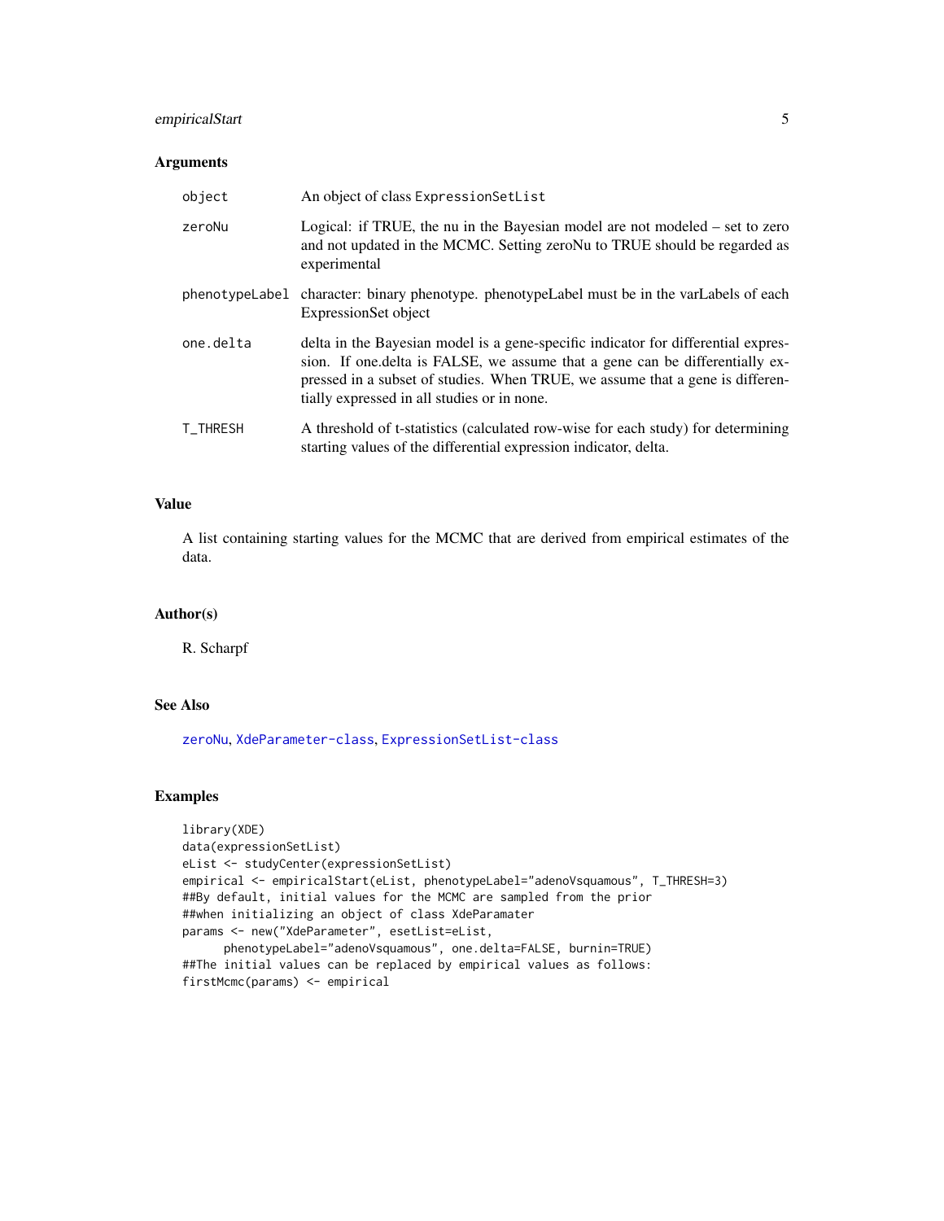## Arguments

| | |
|---|---|
| object | An object of class ExpressionSetList |
| zeroNu | Logical: if TRUE, the nu in the Bayesian model are not modeled – set to zero and not updated in the MCMC. Setting zeroNu to TRUE should be regarded as experimental |
| phenotypeLabel | character: binary phenotype. phenotypeLabel must be in the varLabels of each ExpressionSet object |
| one.delta | delta in the Bayesian model is a gene-specific indicator for differential expression. If one.delta is FALSE, we assume that a gene can be differentially expressed in a subset of studies. When TRUE, we assume that a gene is differentially expressed in all studies or in none. |
| T_THRESH | A threshold of t-statistics (calculated row-wise for each study) for determining starting values of the differential expression indicator, delta. |

## Value

A list containing starting values for the MCMC that are derived from empirical estimates of the data.

## Author(s)

R. Scharpf

## See Also

zeroNu, XdeParameter-class, ExpressionSetList-class

## Examples

```
library(XDE)
data(expressionSetList)
eList <- studyCenter(expressionSetList)
empirical <- empiricalStart(eList, phenotypeLabel="adenoVsquamous", T_THRESH=3)
##By default, initial values for the MCMC are sampled from the prior
##when initializing an object of class XdeParamater
params <- new("XdeParameter", esetList=eList,
      phenotypeLabel="adenoVsquamous", one.delta=FALSE, burnin=TRUE)
##The initial values can be replaced by empirical values as follows:
firstMcmc(params) <- empirical
```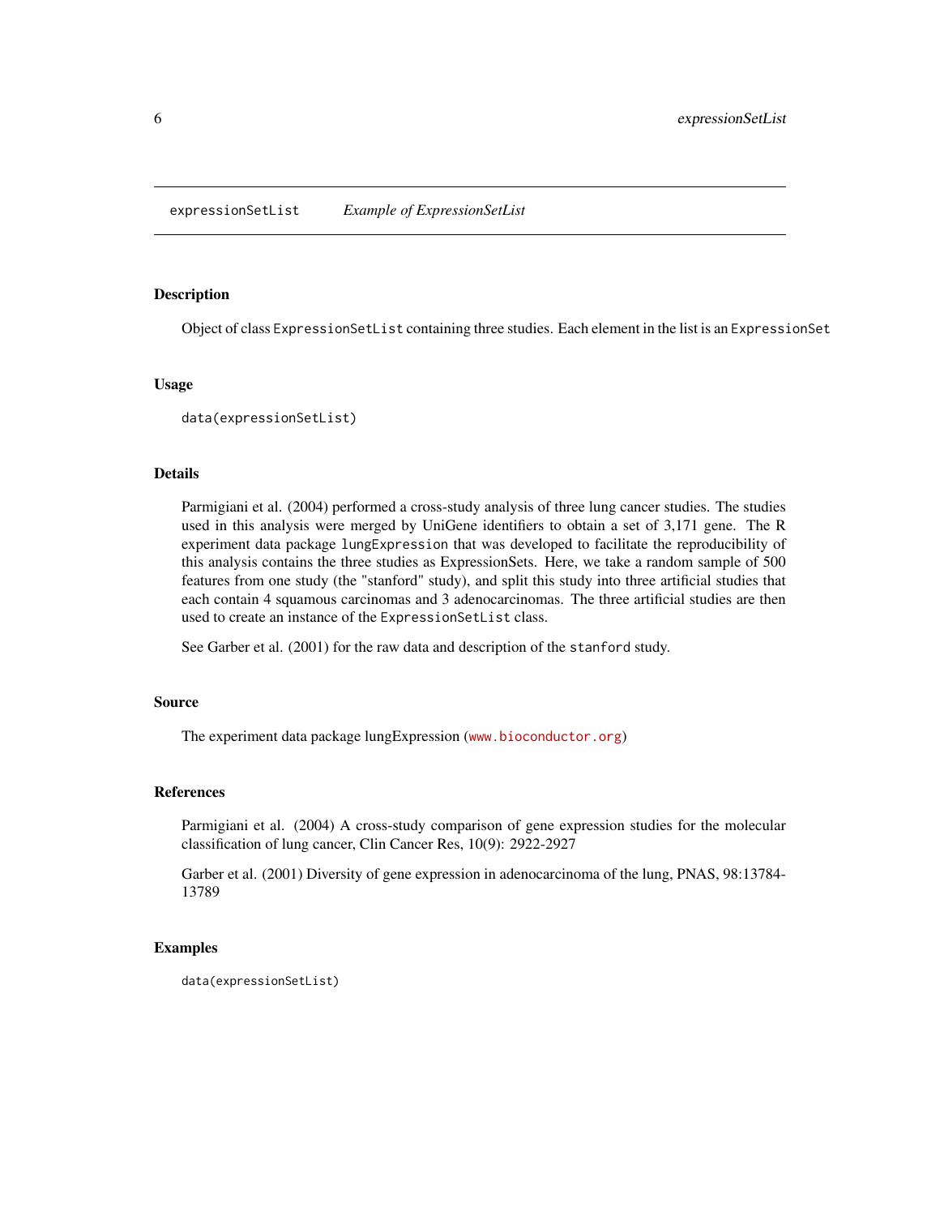## expressionSetList *Example of ExpressionSetList*

### Description

Object of class `ExpressionSetList` containing three studies. Each element in the list is an `ExpressionSet`

### Usage

```
data(expressionSetList)
```

### Details

Parmigiani et al. (2004) performed a cross-study analysis of three lung cancer studies. The studies used in this analysis were merged by UniGene identifiers to obtain a set of 3,171 gene. The R experiment data package `lungExpression` that was developed to facilitate the reproducibility of this analysis contains the three studies as ExpressionSets. Here, we take a random sample of 500 features from one study (the "stanford" study), and split this study into three artificial studies that each contain 4 squamous carcinomas and 3 adenocarcinomas. The three artificial studies are then used to create an instance of the `ExpressionSetList` class.

See Garber et al. (2001) for the raw data and description of the `stanford` study.

### Source

The experiment data package lungExpression (`www.bioconductor.org`)

### References

Parmigiani et al. (2004) A cross-study comparison of gene expression studies for the molecular classification of lung cancer, Clin Cancer Res, 10(9): 2922-2927

Garber et al. (2001) Diversity of gene expression in adenocarcinoma of the lung, PNAS, 98:13784-13789

### Examples

```
data(expressionSetList)
```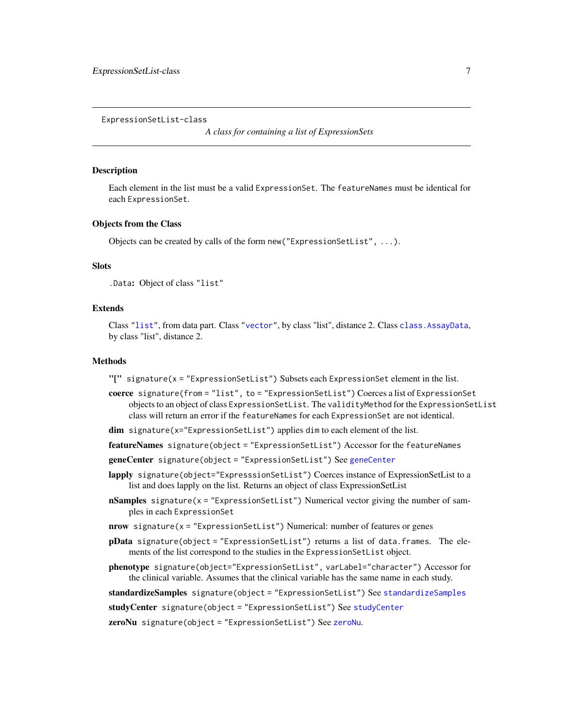ExpressionSetList-class

*A class for containing a list of ExpressionSets*

## Description

Each element in the list must be a valid `ExpressionSet`. The `featureNames` must be identical for each `ExpressionSet`.

## Objects from the Class

Objects can be created by calls of the form `new("ExpressionSetList", ...)`.

## Slots

`.Data`**:** Object of class `"list"`

## Extends

Class `"list"`, from data part. Class `"vector"`, by class "list", distance 2. Class `class.AssayData`, by class "list", distance 2.

## Methods

**"["** `signature(x = "ExpressionSetList")` Subsets each `ExpressionSet` element in the list.

**coerce** `signature(from = "list", to = "ExpressionSetList")` Coerces a list of `ExpressionSet` objects to an object of class `ExpressionSetList`. The `validityMethod` for the `ExpressionSetList` class will return an error if the `featureNames` for each `ExpressionSet` are not identical.

**dim** `signature(x="ExpressionSetList")` applies `dim` to each element of the list.

**featureNames** `signature(object = "ExpressionSetList")` Accessor for the `featureNames`

**geneCenter** `signature(object = "ExpressionSetList")` See `geneCenter`

**lapply** `signature(object="ExpresssionSetList")` Coerces instance of ExpressionSetList to a list and does lapply on the list. Returns an object of class ExpressionSetList

**nSamples** `signature(x = "ExpressionSetList")` Numerical vector giving the number of samples in each `ExpressionSet`

**nrow** `signature(x = "ExpressionSetList")` Numerical: number of features or genes

**pData** `signature(object = "ExpressionSetList")` returns a list of `data.frames`. The elements of the list correspond to the studies in the `ExpressionSetList` object.

**phenotype** `signature(object="ExpressionSetList", varLabel="character")` Accessor for the clinical variable. Assumes that the clinical variable has the same name in each study.

**standardizeSamples** `signature(object = "ExpressionSetList")` See `standardizeSamples`

**studyCenter** `signature(object = "ExpressionSetList")` See `studyCenter`

**zeroNu** `signature(object = "ExpressionSetList")` See `zeroNu`.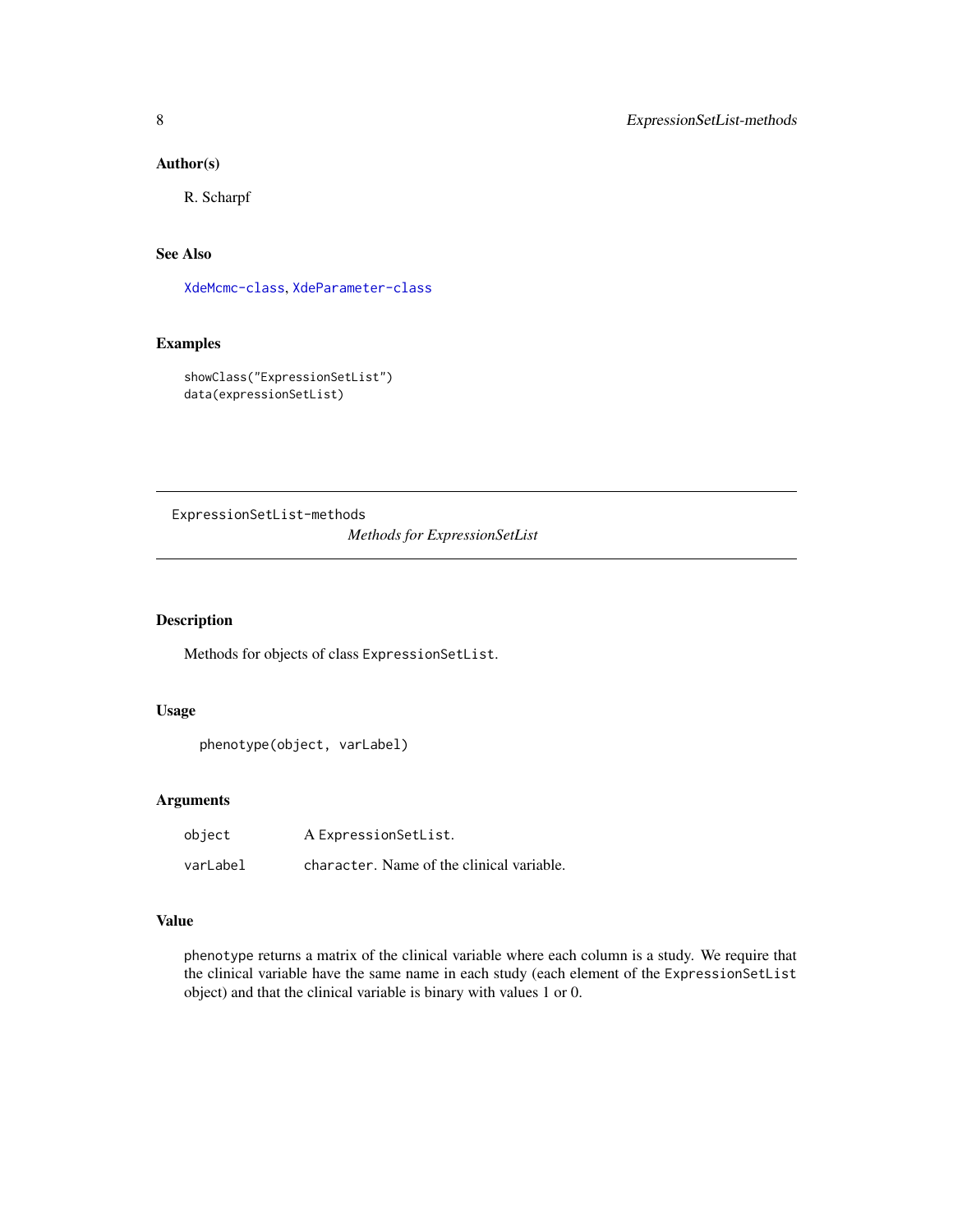## Author(s)

R. Scharpf

## See Also

XdeMcmc-class, XdeParameter-class

## Examples

```
showClass("ExpressionSetList")
data(expressionSetList)
```

---

# ExpressionSetList-methods

*Methods for ExpressionSetList*

---

## Description

Methods for objects of class `ExpressionSetList`.

## Usage

```
phenotype(object, varLabel)
```

## Arguments

| | |
|---|---|
| object | A `ExpressionSetList`. |
| varLabel | `character`. Name of the clinical variable. |

## Value

`phenotype` returns a matrix of the clinical variable where each column is a study. We require that the clinical variable have the same name in each study (each element of the `ExpressionSetList` object) and that the clinical variable is binary with values 1 or 0.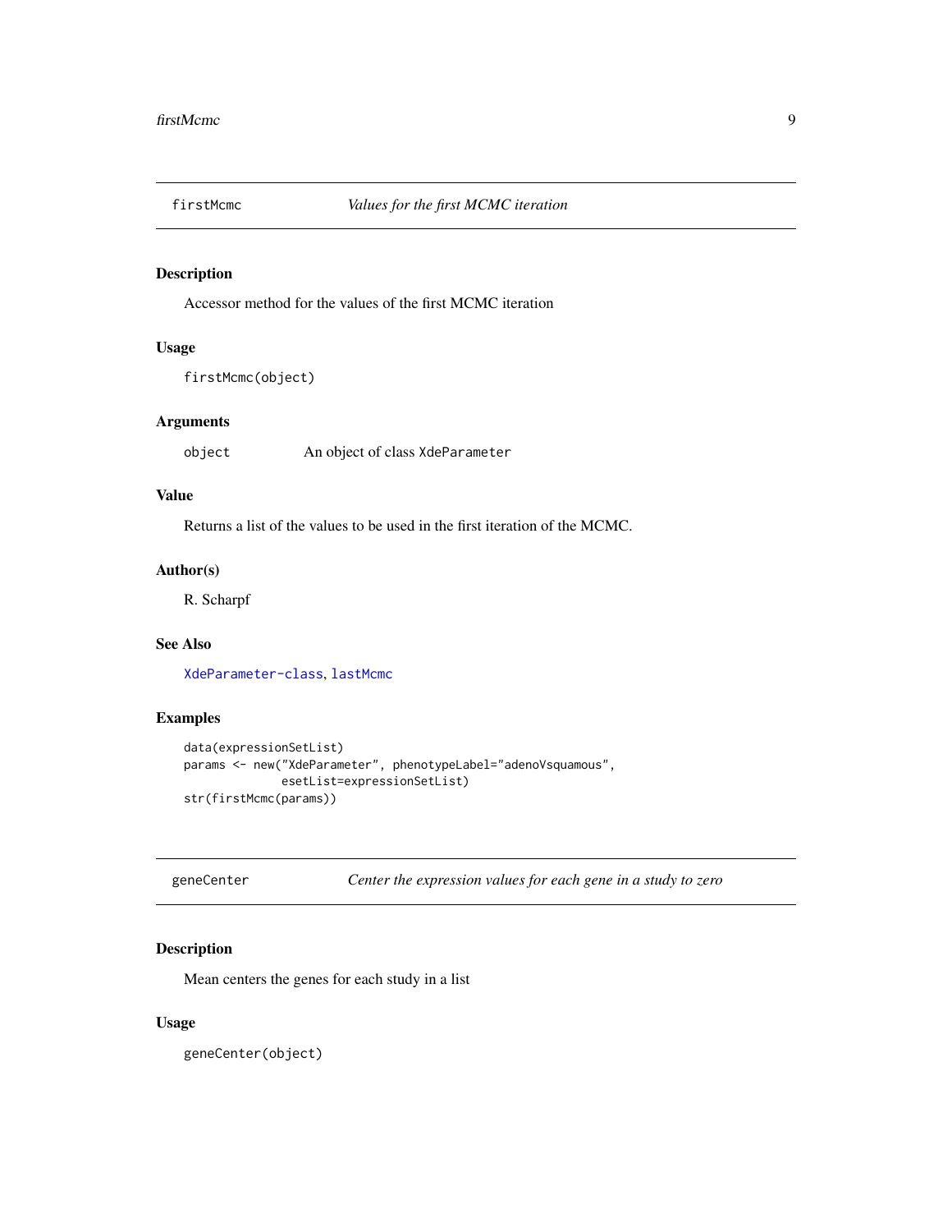## firstMcmc — *Values for the first MCMC iteration*

### Description

Accessor method for the values of the first MCMC iteration

### Usage

```
firstMcmc(object)
```

### Arguments

| | |
|---|---|
| object | An object of class XdeParameter |

### Value

Returns a list of the values to be used in the first iteration of the MCMC.

### Author(s)

R. Scharpf

### See Also

XdeParameter-class, lastMcmc

### Examples

```
data(expressionSetList)
params <- new("XdeParameter", phenotypeLabel="adenoVsquamous",
              esetList=expressionSetList)
str(firstMcmc(params))
```

## geneCenter — *Center the expression values for each gene in a study to zero*

### Description

Mean centers the genes for each study in a list

### Usage

```
geneCenter(object)
```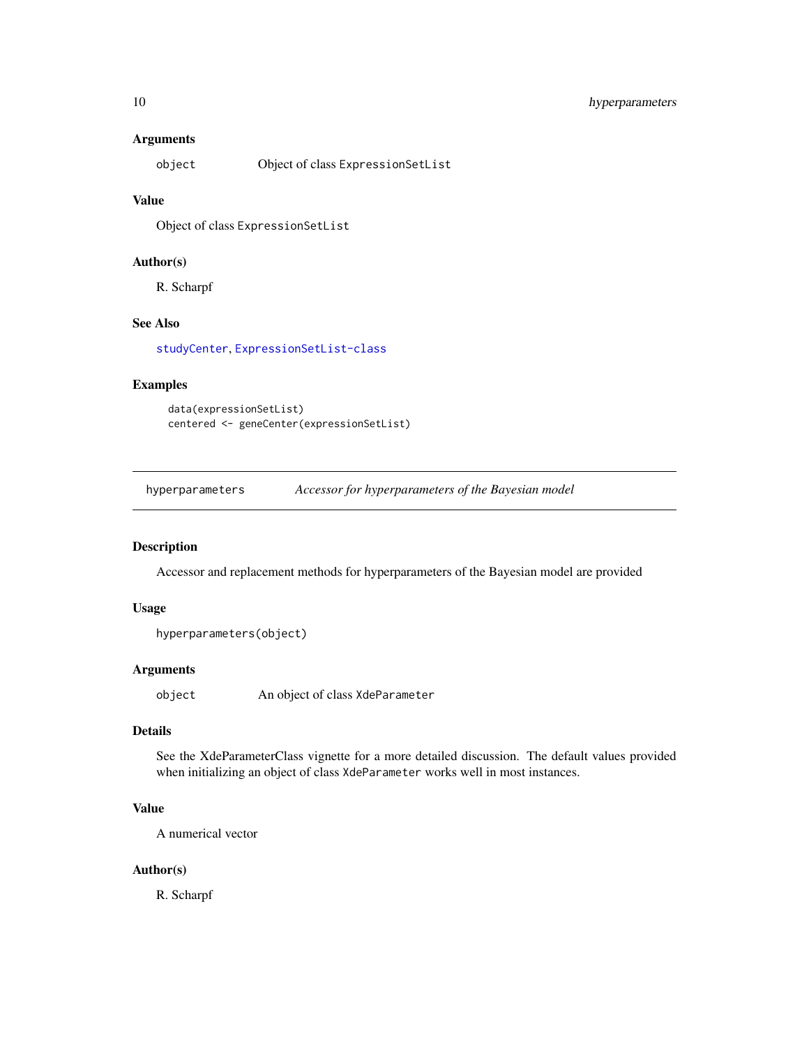### Arguments

object Object of class `ExpressionSetList`

### Value

Object of class `ExpressionSetList`

### Author(s)

R. Scharpf

### See Also

`studyCenter`, `ExpressionSetList-class`

### Examples

```
data(expressionSetList)
centered <- geneCenter(expressionSetList)
```

---

## hyperparameters *Accessor for hyperparameters of the Bayesian model*

---

### Description

Accessor and replacement methods for hyperparameters of the Bayesian model are provided

### Usage

```
hyperparameters(object)
```

### Arguments

object An object of class `XdeParameter`

### Details

See the XdeParameterClass vignette for a more detailed discussion. The default values provided when initializing an object of class `XdeParameter` works well in most instances.

### Value

A numerical vector

### Author(s)

R. Scharpf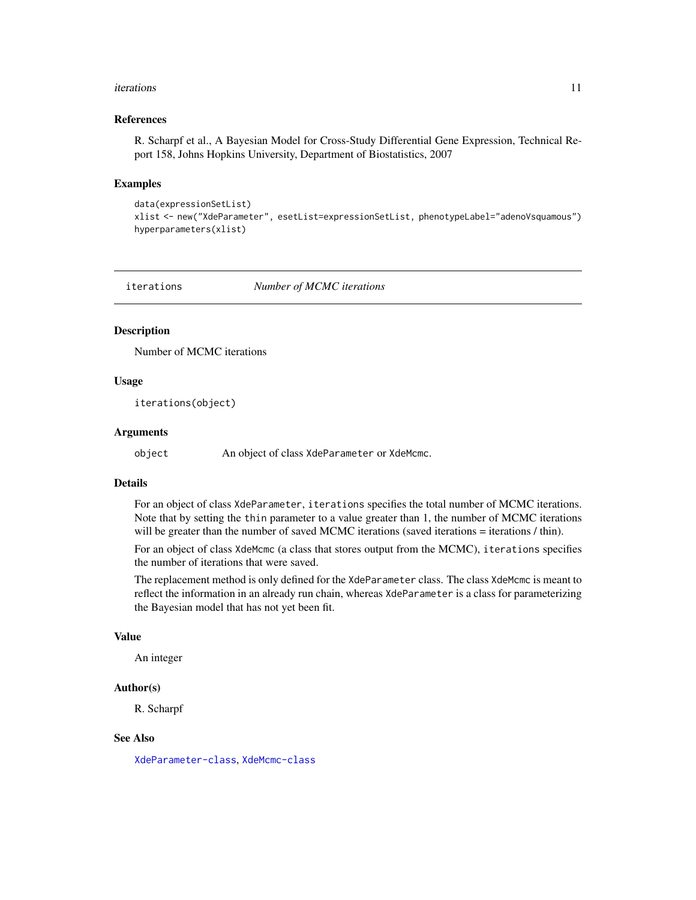### References

R. Scharpf et al., A Bayesian Model for Cross-Study Differential Gene Expression, Technical Report 158, Johns Hopkins University, Department of Biostatistics, 2007

### Examples

```
data(expressionSetList)
xlist <- new("XdeParameter", esetList=expressionSetList, phenotypeLabel="adenoVsquamous")
hyperparameters(xlist)
```

---

## iterations *Number of MCMC iterations*

---

### Description

Number of MCMC iterations

### Usage

```
iterations(object)
```

### Arguments

| | |
|---|---|
| object | An object of class `XdeParameter` or `XdeMcmc`. |

### Details

For an object of class `XdeParameter`, `iterations` specifies the total number of MCMC iterations. Note that by setting the `thin` parameter to a value greater than 1, the number of MCMC iterations will be greater than the number of saved MCMC iterations (saved iterations = iterations / thin).

For an object of class `XdeMcmc` (a class that stores output from the MCMC), `iterations` specifies the number of iterations that were saved.

The replacement method is only defined for the `XdeParameter` class. The class `XdeMcmc` is meant to reflect the information in an already run chain, whereas `XdeParameter` is a class for parameterizing the Bayesian model that has not yet been fit.

### Value

An integer

### Author(s)

R. Scharpf

### See Also

`XdeParameter-class`, `XdeMcmc-class`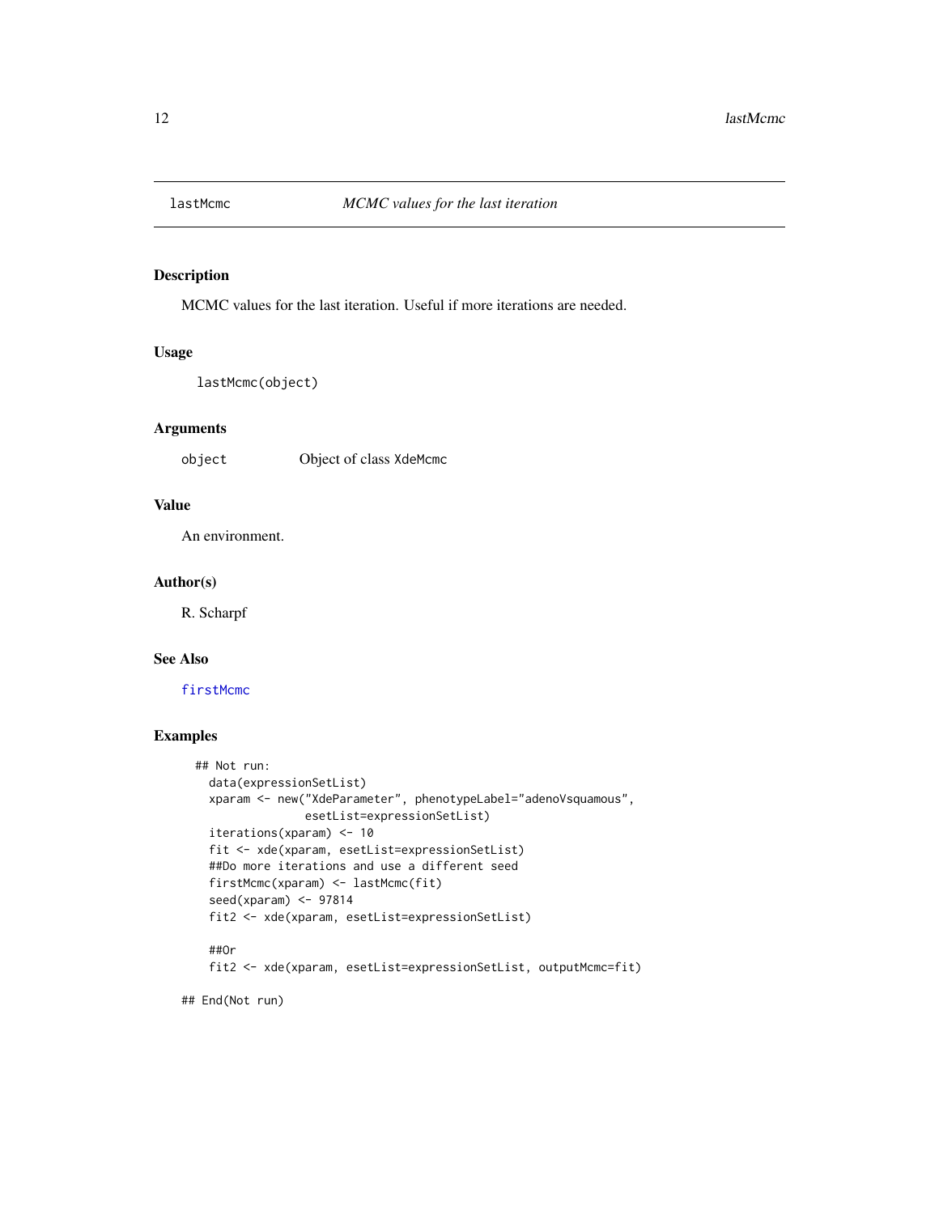# lastMcmc — *MCMC values for the last iteration*

## Description

MCMC values for the last iteration. Useful if more iterations are needed.

## Usage

```
lastMcmc(object)
```

## Arguments

| | |
|---|---|
| `object` | Object of class `XdeMcmc` |

## Value

An environment.

## Author(s)

R. Scharpf

## See Also

`firstMcmc`

## Examples

```
## Not run:
  data(expressionSetList)
  xparam <- new("XdeParameter", phenotypeLabel="adenoVsquamous",
                 esetList=expressionSetList)
  iterations(xparam) <- 10
  fit <- xde(xparam, esetList=expressionSetList)
  ##Do more iterations and use a different seed
  firstMcmc(xparam) <- lastMcmc(fit)
  seed(xparam) <- 97814
  fit2 <- xde(xparam, esetList=expressionSetList)

  ##Or
  fit2 <- xde(xparam, esetList=expressionSetList, outputMcmc=fit)

## End(Not run)
```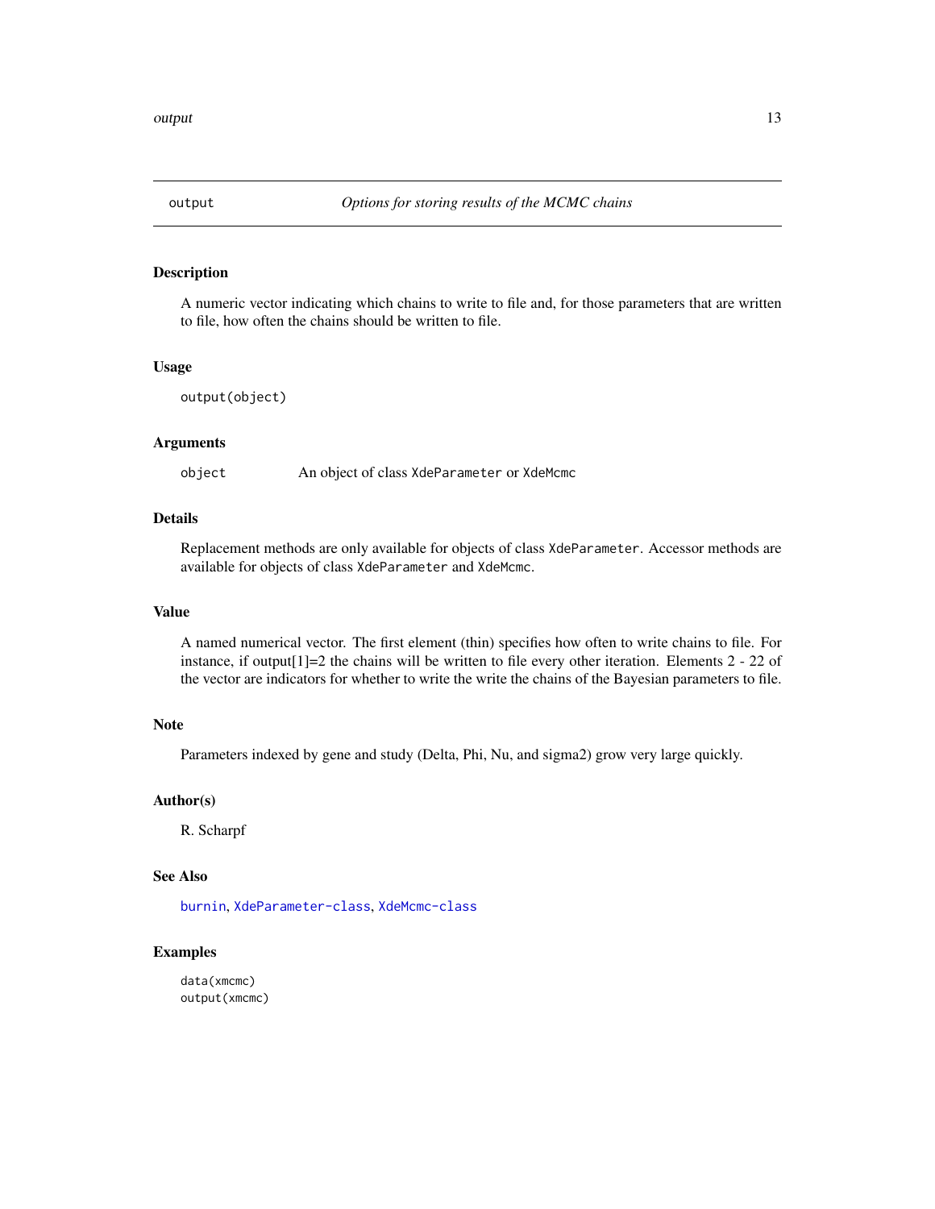## output *Options for storing results of the MCMC chains*

### Description

A numeric vector indicating which chains to write to file and, for those parameters that are written to file, how often the chains should be written to file.

### Usage

```
output(object)
```

### Arguments

| | |
|---|---|
| object | An object of class `XdeParameter` or `XdeMcmc` |

### Details

Replacement methods are only available for objects of class `XdeParameter`. Accessor methods are available for objects of class `XdeParameter` and `XdeMcmc`.

### Value

A named numerical vector. The first element (thin) specifies how often to write chains to file. For instance, if output[1]=2 the chains will be written to file every other iteration. Elements 2 - 22 of the vector are indicators for whether to write the write the chains of the Bayesian parameters to file.

### Note

Parameters indexed by gene and study (Delta, Phi, Nu, and sigma2) grow very large quickly.

### Author(s)

R. Scharpf

### See Also

burnin, XdeParameter-class, XdeMcmc-class

### Examples

```
data(xmcmc)
output(xmcmc)
```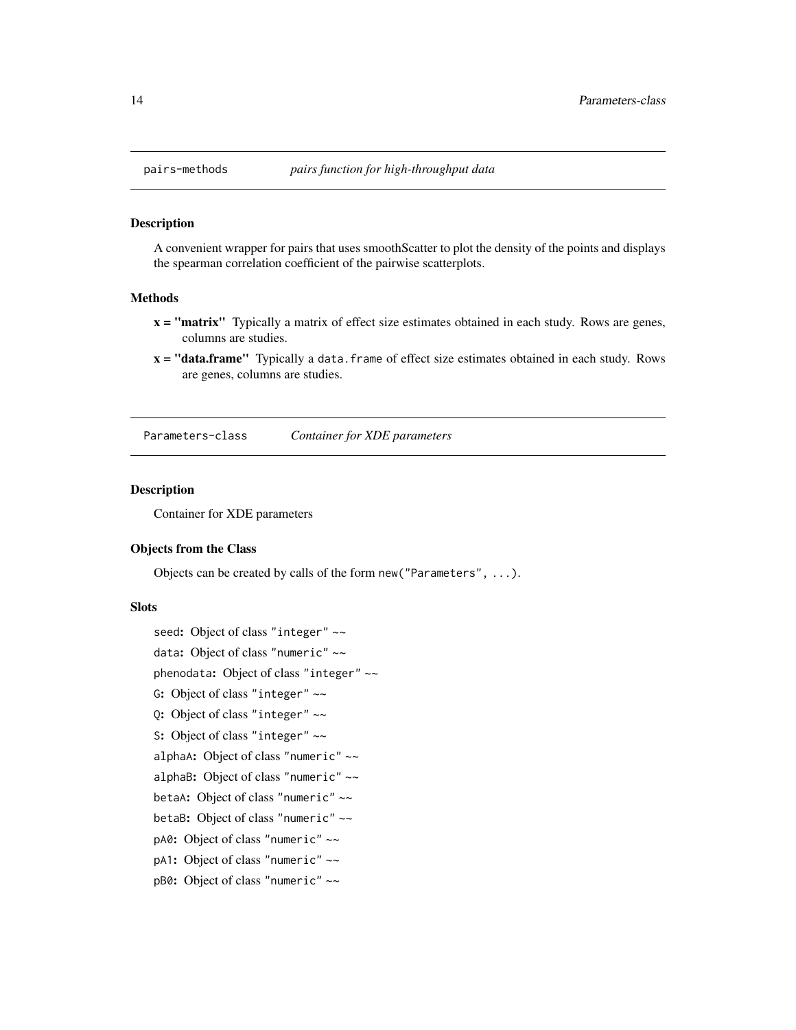## pairs-methods *pairs function for high-throughput data*

### Description

A convenient wrapper for pairs that uses smoothScatter to plot the density of the points and displays the spearman correlation coefficient of the pairwise scatterplots.

### Methods

**x = "matrix"** Typically a matrix of effect size estimates obtained in each study. Rows are genes, columns are studies.

**x = "data.frame"** Typically a `data.frame` of effect size estimates obtained in each study. Rows are genes, columns are studies.

## Parameters-class *Container for XDE parameters*

### Description

Container for XDE parameters

### Objects from the Class

Objects can be created by calls of the form `new("Parameters", ...)`.

### Slots

`seed`: Object of class `"integer"` ~~

`data`: Object of class `"numeric"` ~~

`phenodata`: Object of class `"integer"` ~~

`G`: Object of class `"integer"` ~~

`Q`: Object of class `"integer"` ~~

`S`: Object of class `"integer"` ~~

`alphaA`: Object of class `"numeric"` ~~

`alphaB`: Object of class `"numeric"` ~~

`betaA`: Object of class `"numeric"` ~~

`betaB`: Object of class `"numeric"` ~~

`pA0`: Object of class `"numeric"` ~~

`pA1`: Object of class `"numeric"` ~~

`pB0`: Object of class `"numeric"` ~~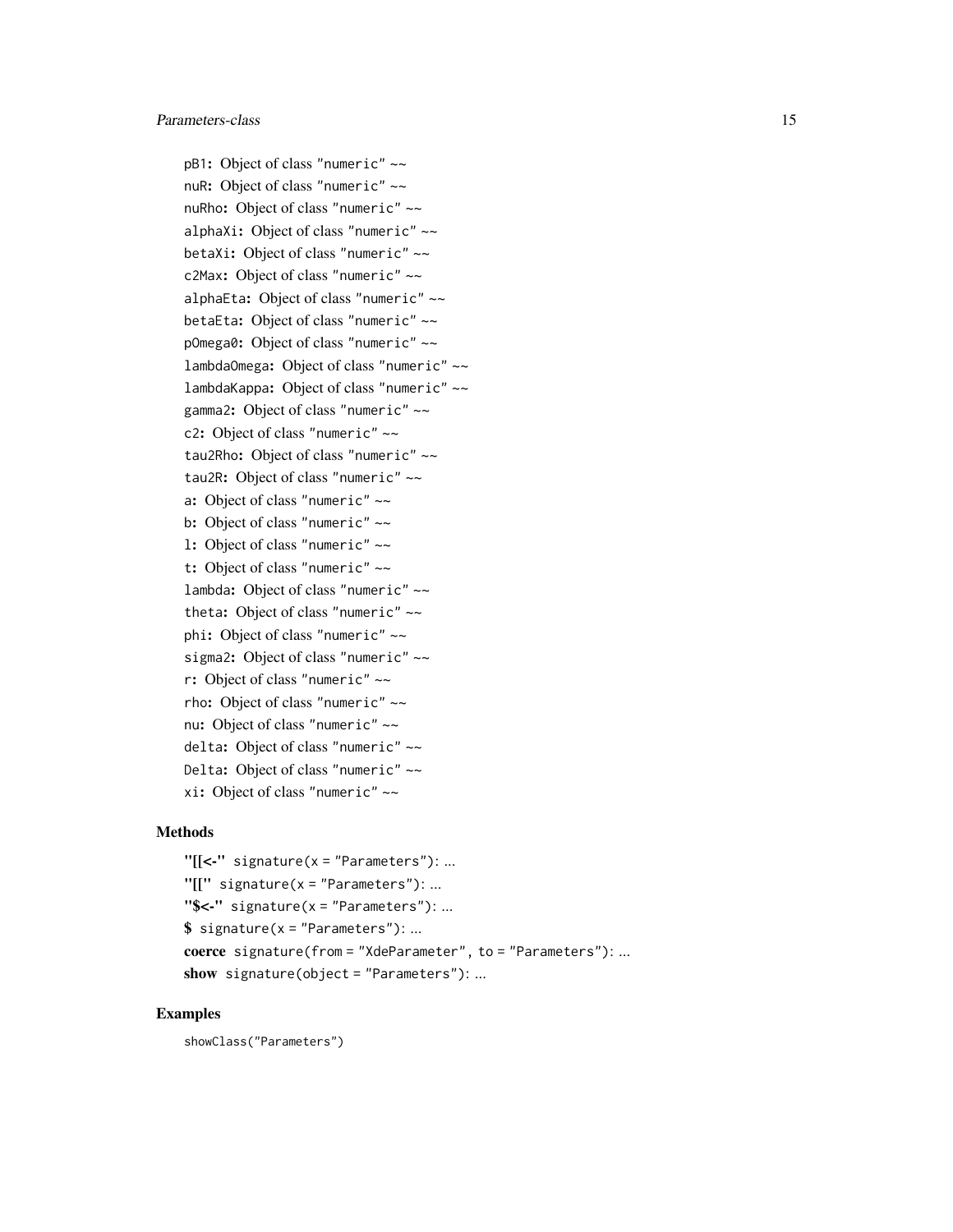`pB1`: Object of class "numeric" ~~

`nuR`: Object of class "numeric" ~~

`nuRho`: Object of class "numeric" ~~

`alphaXi`: Object of class "numeric" ~~

`betaXi`: Object of class "numeric" ~~

`c2Max`: Object of class "numeric" ~~

`alphaEta`: Object of class "numeric" ~~

`betaEta`: Object of class "numeric" ~~

`pOmega0`: Object of class "numeric" ~~

`lambdaOmega`: Object of class "numeric" ~~

`lambdaKappa`: Object of class "numeric" ~~

`gamma2`: Object of class "numeric" ~~

`c2`: Object of class "numeric" ~~

`tau2Rho`: Object of class "numeric" ~~

`tau2R`: Object of class "numeric" ~~

`a`: Object of class "numeric" ~~

`b`: Object of class "numeric" ~~

`l`: Object of class "numeric" ~~

`t`: Object of class "numeric" ~~

`lambda`: Object of class "numeric" ~~

`theta`: Object of class "numeric" ~~

`phi`: Object of class "numeric" ~~

`sigma2`: Object of class "numeric" ~~

`r`: Object of class "numeric" ~~

`rho`: Object of class "numeric" ~~

`nu`: Object of class "numeric" ~~

`delta`: Object of class "numeric" ~~

`Delta`: Object of class "numeric" ~~

`xi`: Object of class "numeric" ~~

## Methods

**"[[<-"** `signature(x = "Parameters")`: ...

**"[["** `signature(x = "Parameters")`: ...

**"$<-"** `signature(x = "Parameters")`: ...

**$** `signature(x = "Parameters")`: ...

**coerce** `signature(from = "XdeParameter", to = "Parameters")`: ...

**show** `signature(object = "Parameters")`: ...

## Examples

```
showClass("Parameters")
```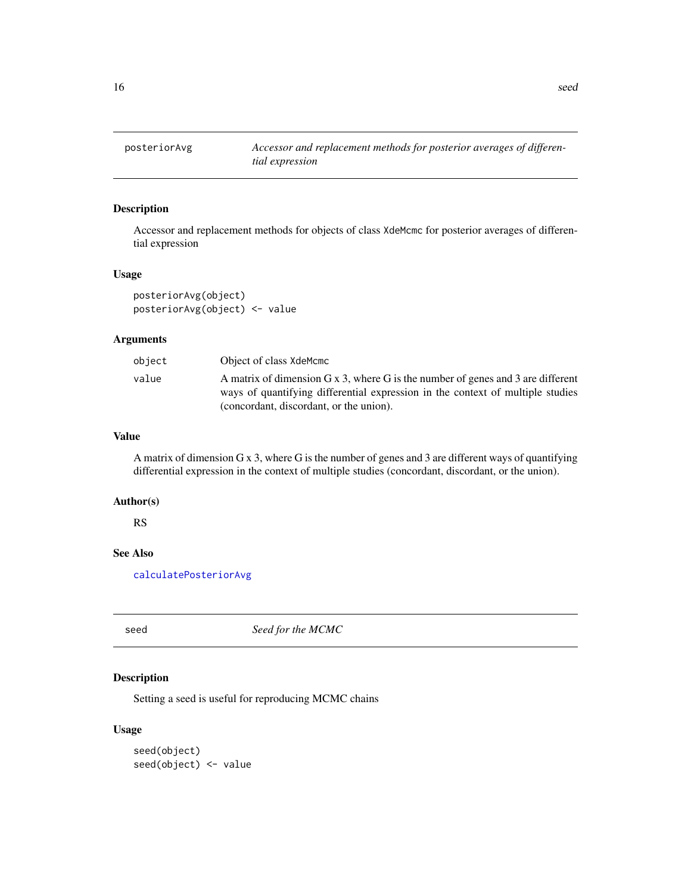## posteriorAvg — *Accessor and replacement methods for posterior averages of differential expression*

### Description

Accessor and replacement methods for objects of class `XdeMcmc` for posterior averages of differential expression

### Usage

```
posteriorAvg(object)
posteriorAvg(object) <- value
```

### Arguments

| | |
|---|---|
| `object` | Object of class `XdeMcmc` |
| `value` | A matrix of dimension G x 3, where G is the number of genes and 3 are different ways of quantifying differential expression in the context of multiple studies (concordant, discordant, or the union). |

### Value

A matrix of dimension G x 3, where G is the number of genes and 3 are different ways of quantifying differential expression in the context of multiple studies (concordant, discordant, or the union).

### Author(s)

RS

### See Also

`calculatePosteriorAvg`

## seed — *Seed for the MCMC*

### Description

Setting a seed is useful for reproducing MCMC chains

### Usage

```
seed(object)
seed(object) <- value
```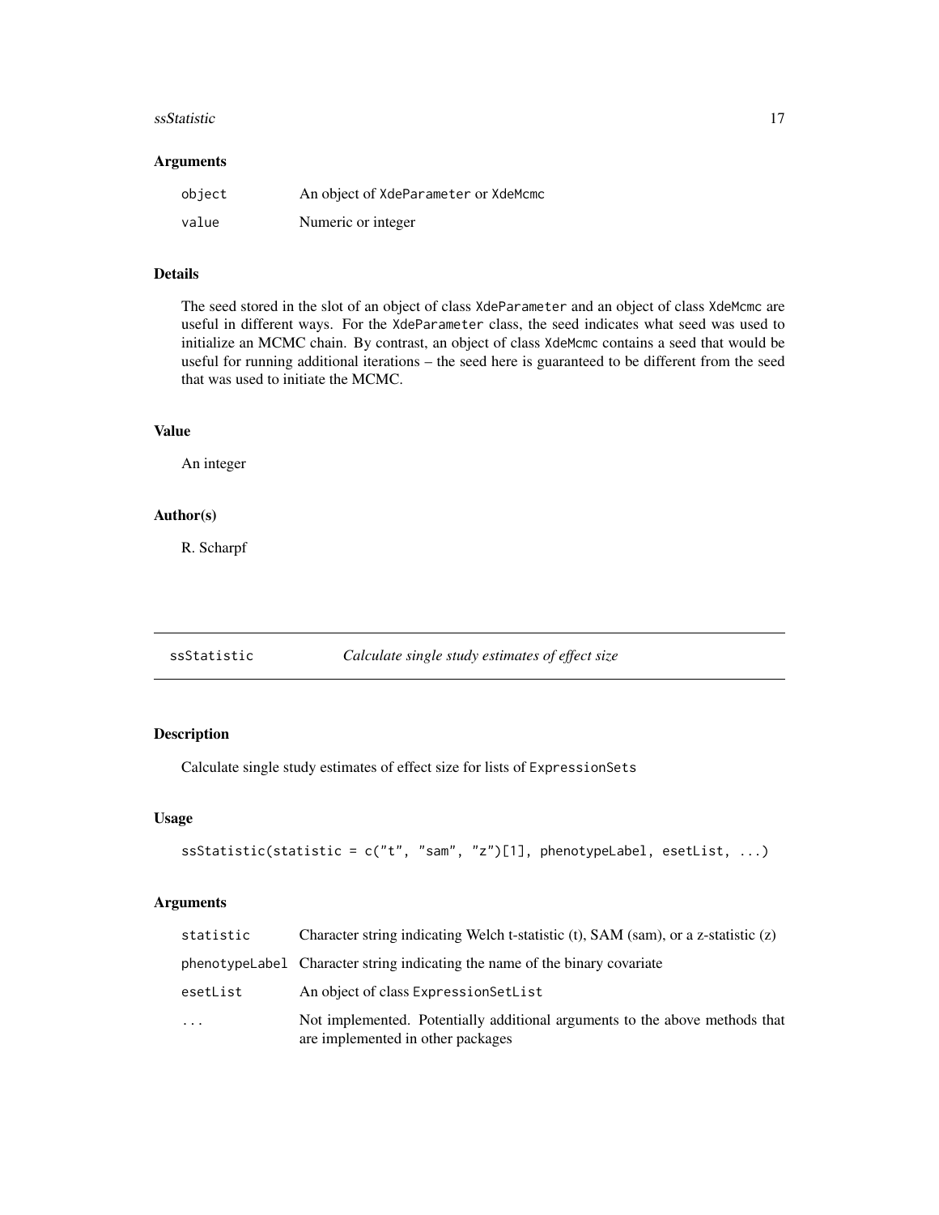### Arguments

| | |
|---|---|
| `object` | An object of `XdeParameter` or `XdeMcmc` |
| `value` | Numeric or integer |

### Details

The seed stored in the slot of an object of class `XdeParameter` and an object of class `XdeMcmc` are useful in different ways. For the `XdeParameter` class, the seed indicates what seed was used to initialize an MCMC chain. By contrast, an object of class `XdeMcmc` contains a seed that would be useful for running additional iterations – the seed here is guaranteed to be different from the seed that was used to initiate the MCMC.

### Value

An integer

### Author(s)

R. Scharpf

---

## ssStatistic *Calculate single study estimates of effect size*

### Description

Calculate single study estimates of effect size for lists of `ExpressionSets`

### Usage

```
ssStatistic(statistic = c("t", "sam", "z")[1], phenotypeLabel, esetList, ...)
```

### Arguments

| | |
|---|---|
| `statistic` | Character string indicating Welch t-statistic (t), SAM (sam), or a z-statistic (z) |
| `phenotypeLabel` | Character string indicating the name of the binary covariate |
| `esetList` | An object of class `ExpressionSetList` |
| `...` | Not implemented. Potentially additional arguments to the above methods that are implemented in other packages |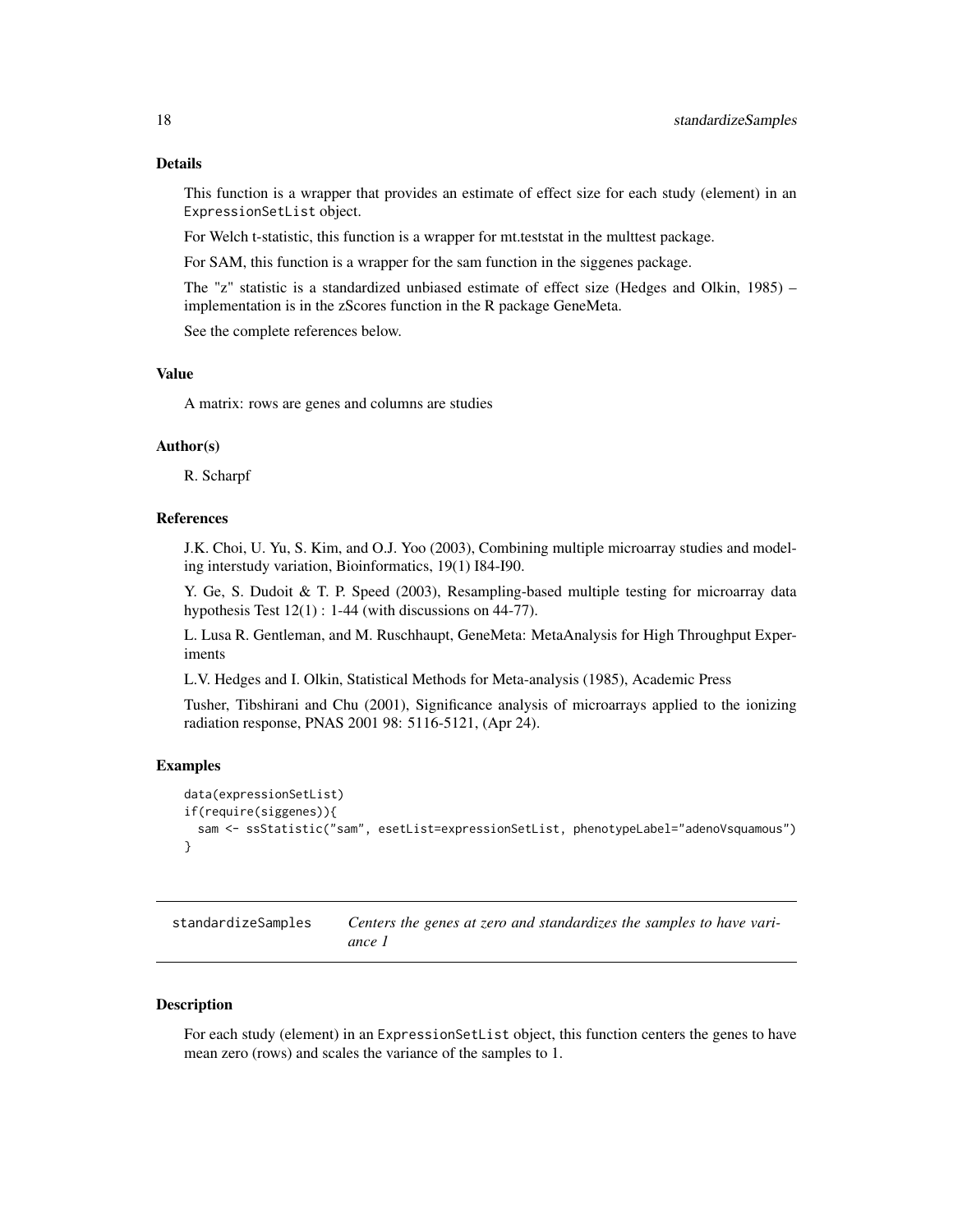### Details

This function is a wrapper that provides an estimate of effect size for each study (element) in an `ExpressionSetList` object.

For Welch t-statistic, this function is a wrapper for mt.teststat in the multtest package.

For SAM, this function is a wrapper for the sam function in the siggenes package.

The "z" statistic is a standardized unbiased estimate of effect size (Hedges and Olkin, 1985) – implementation is in the zScores function in the R package GeneMeta.

See the complete references below.

### Value

A matrix: rows are genes and columns are studies

### Author(s)

R. Scharpf

### References

J.K. Choi, U. Yu, S. Kim, and O.J. Yoo (2003), Combining multiple microarray studies and modeling interstudy variation, Bioinformatics, 19(1) I84-I90.

Y. Ge, S. Dudoit & T. P. Speed (2003), Resampling-based multiple testing for microarray data hypothesis Test 12(1) : 1-44 (with discussions on 44-77).

L. Lusa R. Gentleman, and M. Ruschhaupt, GeneMeta: MetaAnalysis for High Throughput Experiments

L.V. Hedges and I. Olkin, Statistical Methods for Meta-analysis (1985), Academic Press

Tusher, Tibshirani and Chu (2001), Significance analysis of microarrays applied to the ionizing radiation response, PNAS 2001 98: 5116-5121, (Apr 24).

### Examples

```
data(expressionSetList)
if(require(siggenes)){
  sam <- ssStatistic("sam", esetList=expressionSetList, phenotypeLabel="adenoVsquamous")
}
```

---

## standardizeSamples &nbsp;&nbsp;&nbsp; *Centers the genes at zero and standardizes the samples to have variance 1*

---

### Description

For each study (element) in an `ExpressionSetList` object, this function centers the genes to have mean zero (rows) and scales the variance of the samples to 1.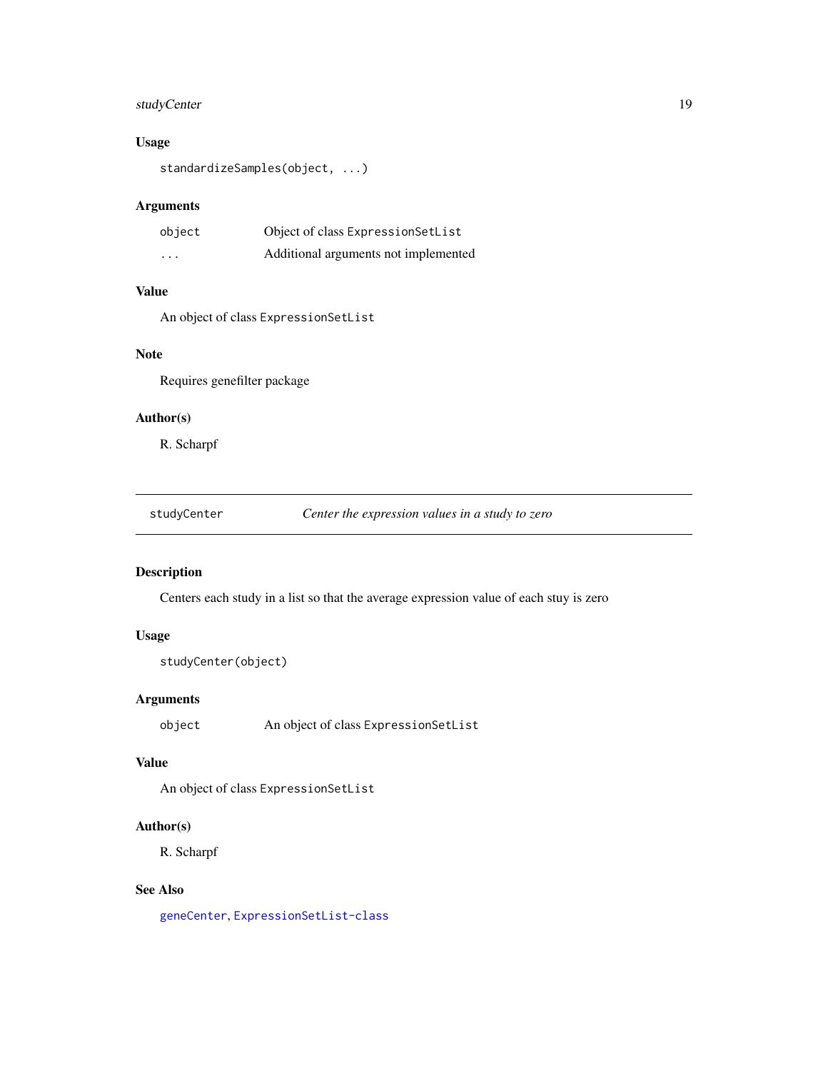### Usage

```
standardizeSamples(object, ...)
```

### Arguments

| | |
|---|---|
| object | Object of class ExpressionSetList |
| ... | Additional arguments not implemented |

### Value

An object of class ExpressionSetList

### Note

Requires genefilter package

### Author(s)

R. Scharpf

---

## studyCenter — *Center the expression values in a study to zero*

---

### Description

Centers each study in a list so that the average expression value of each stuy is zero

### Usage

```
studyCenter(object)
```

### Arguments

| | |
|---|---|
| object | An object of class ExpressionSetList |

### Value

An object of class ExpressionSetList

### Author(s)

R. Scharpf

### See Also

geneCenter, ExpressionSetList-class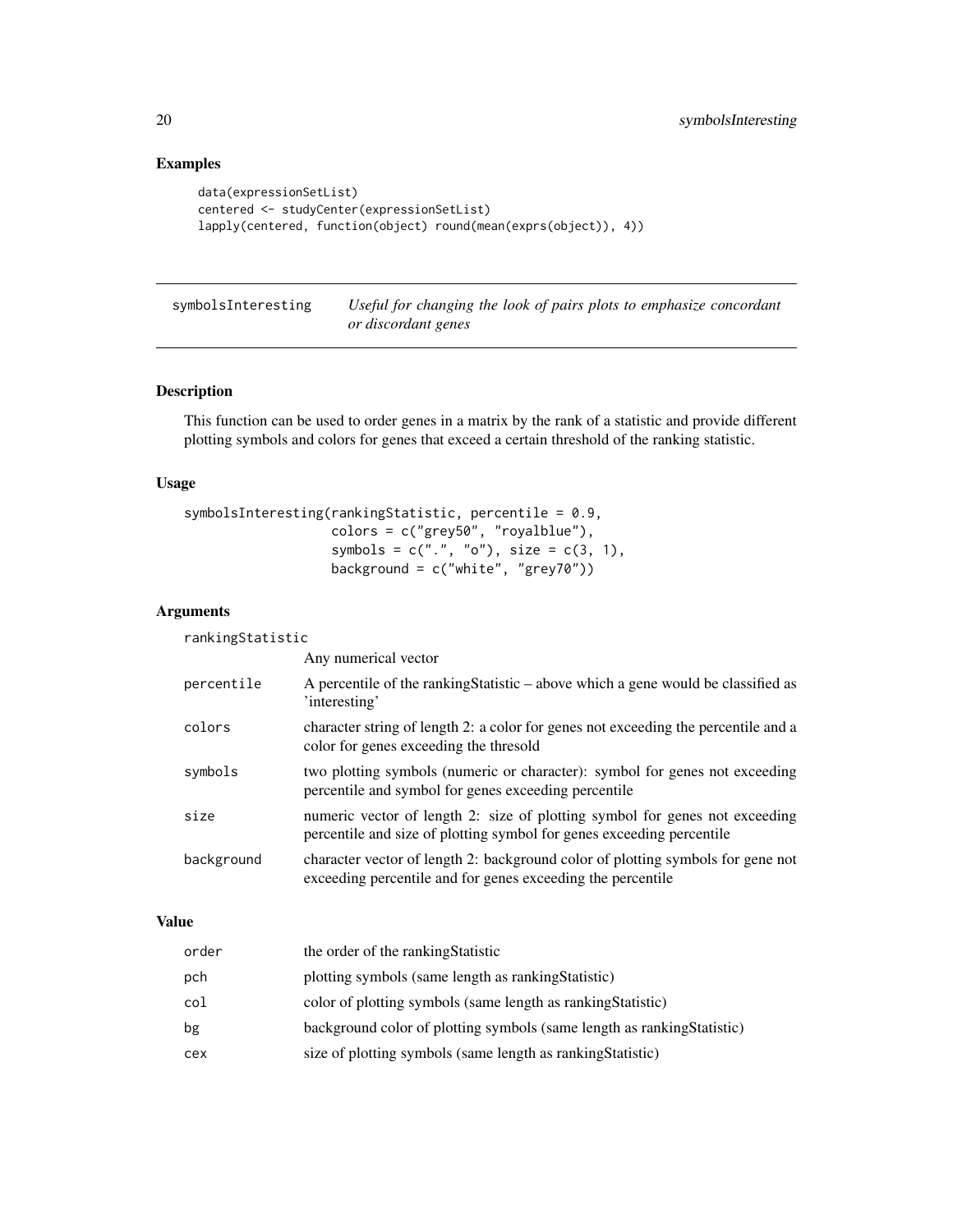## Examples

```
data(expressionSetList)
centered <- studyCenter(expressionSetList)
lapply(centered, function(object) round(mean(exprs(object)), 4))
```

---

# symbolsInteresting — *Useful for changing the look of pairs plots to emphasize concordant or discordant genes*

---

## Description

This function can be used to order genes in a matrix by the rank of a statistic and provide different plotting symbols and colors for genes that exceed a certain threshold of the ranking statistic.

## Usage

```
symbolsInteresting(rankingStatistic, percentile = 0.9,
                   colors = c("grey50", "royalblue"),
                   symbols = c(".", "o"), size = c(3, 1),
                   background = c("white", "grey70"))
```

## Arguments

| | |
|---|---|
| rankingStatistic | Any numerical vector |
| percentile | A percentile of the rankingStatistic – above which a gene would be classified as 'interesting' |
| colors | character string of length 2: a color for genes not exceeding the percentile and a color for genes exceeding the thresold |
| symbols | two plotting symbols (numeric or character): symbol for genes not exceeding percentile and symbol for genes exceeding percentile |
| size | numeric vector of length 2: size of plotting symbol for genes not exceeding percentile and size of plotting symbol for genes exceeding percentile |
| background | character vector of length 2: background color of plotting symbols for gene not exceeding percentile and for genes exceeding the percentile |

## Value

| | |
|---|---|
| order | the order of the rankingStatistic |
| pch | plotting symbols (same length as rankingStatistic) |
| col | color of plotting symbols (same length as rankingStatistic) |
| bg | background color of plotting symbols (same length as rankingStatistic) |
| cex | size of plotting symbols (same length as rankingStatistic) |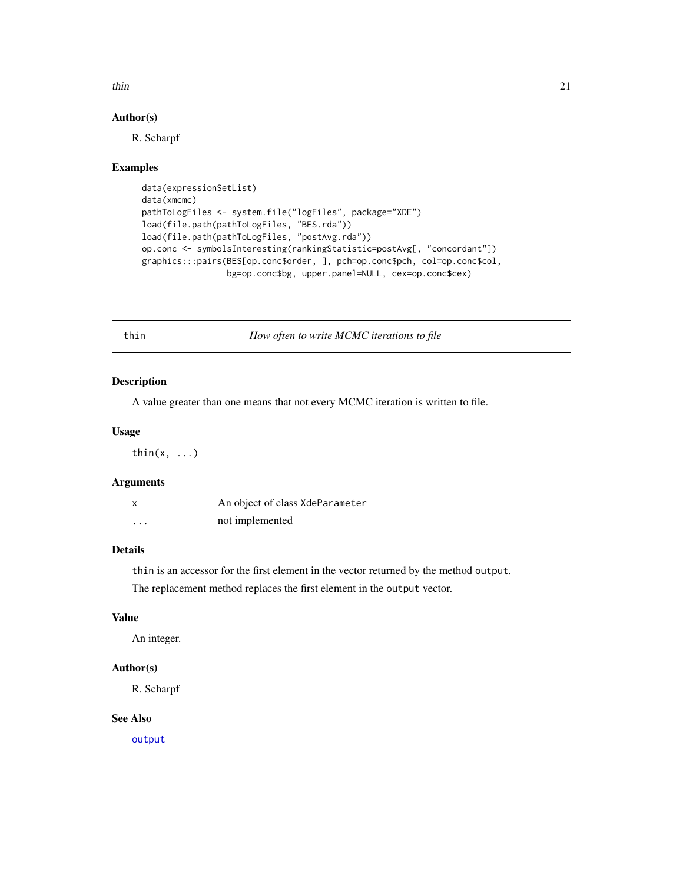## Author(s)

R. Scharpf

## Examples

```
data(expressionSetList)
data(xmcmc)
pathToLogFiles <- system.file("logFiles", package="XDE")
load(file.path(pathToLogFiles, "BES.rda"))
load(file.path(pathToLogFiles, "postAvg.rda"))
op.conc <- symbolsInteresting(rankingStatistic=postAvg[, "concordant"])
graphics:::pairs(BES[op.conc$order, ], pch=op.conc$pch, col=op.conc$col,
                 bg=op.conc$bg, upper.panel=NULL, cex=op.conc$cex)
```

---

# thin — *How often to write MCMC iterations to file*

## Description

A value greater than one means that not every MCMC iteration is written to file.

## Usage

```
thin(x, ...)
```

## Arguments

| | |
|---|---|
| x | An object of class XdeParameter |
| ... | not implemented |

## Details

thin is an accessor for the first element in the vector returned by the method output.

The replacement method replaces the first element in the output vector.

## Value

An integer.

## Author(s)

R. Scharpf

## See Also

output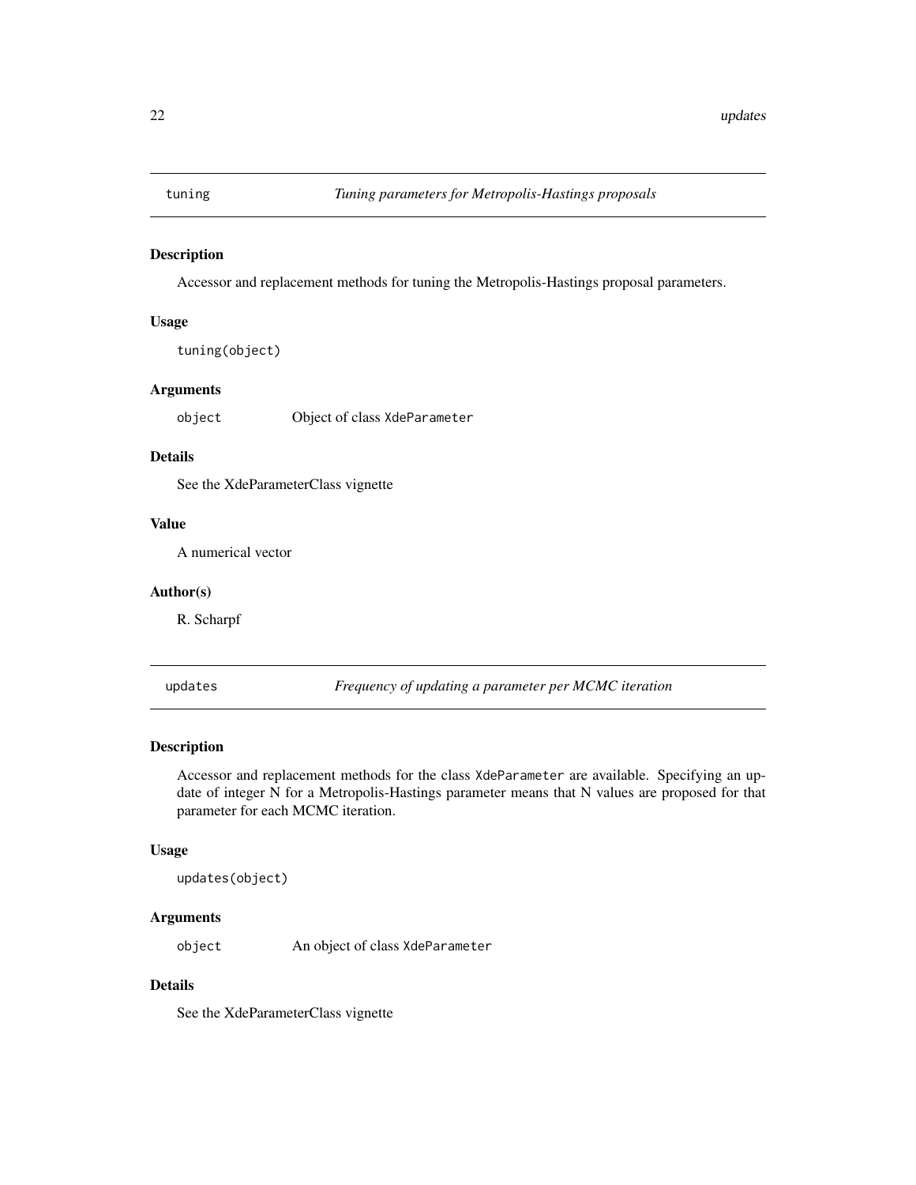## tuning — *Tuning parameters for Metropolis-Hastings proposals*

### Description

Accessor and replacement methods for tuning the Metropolis-Hastings proposal parameters.

### Usage

```
tuning(object)
```

### Arguments

object    Object of class `XdeParameter`

### Details

See the XdeParameterClass vignette

### Value

A numerical vector

### Author(s)

R. Scharpf

## updates — *Frequency of updating a parameter per MCMC iteration*

### Description

Accessor and replacement methods for the class `XdeParameter` are available. Specifying an update of integer N for a Metropolis-Hastings parameter means that N values are proposed for that parameter for each MCMC iteration.

### Usage

```
updates(object)
```

### Arguments

object    An object of class `XdeParameter`

### Details

See the XdeParameterClass vignette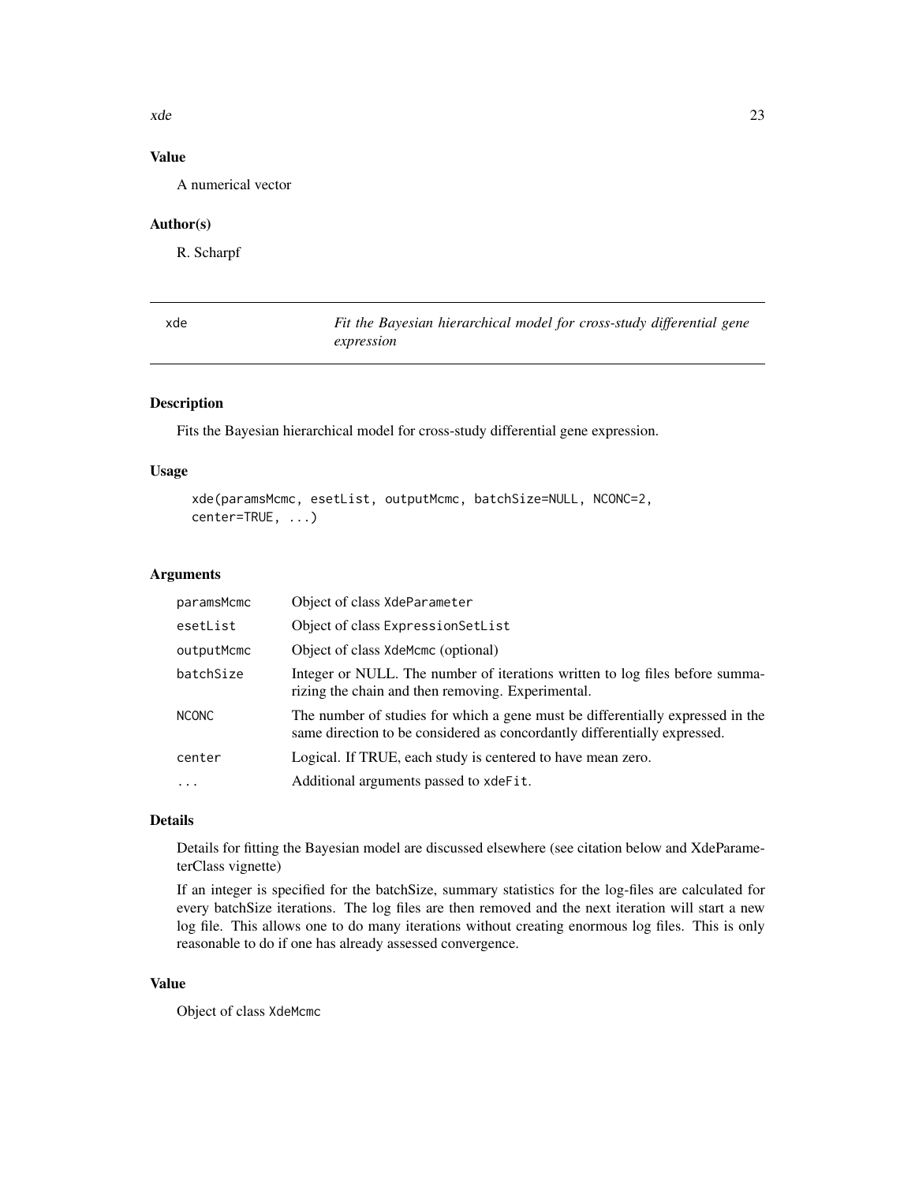## Value

A numerical vector

## Author(s)

R. Scharpf

---

xde *Fit the Bayesian hierarchical model for cross-study differential gene expression*

---

## Description

Fits the Bayesian hierarchical model for cross-study differential gene expression.

## Usage

```
xde(paramsMcmc, esetList, outputMcmc, batchSize=NULL, NCONC=2,
center=TRUE, ...)
```

## Arguments

| | |
|---|---|
| paramsMcmc | Object of class XdeParameter |
| esetList | Object of class ExpressionSetList |
| outputMcmc | Object of class XdeMcmc (optional) |
| batchSize | Integer or NULL. The number of iterations written to log files before summarizing the chain and then removing. Experimental. |
| NCONC | The number of studies for which a gene must be differentially expressed in the same direction to be considered as concordantly differentially expressed. |
| center | Logical. If TRUE, each study is centered to have mean zero. |
| ... | Additional arguments passed to xdeFit. |

## Details

Details for fitting the Bayesian model are discussed elsewhere (see citation below and XdeParameterClass vignette)

If an integer is specified for the batchSize, summary statistics for the log-files are calculated for every batchSize iterations. The log files are then removed and the next iteration will start a new log file. This allows one to do many iterations without creating enormous log files. This is only reasonable to do if one has already assessed convergence.

## Value

Object of class XdeMcmc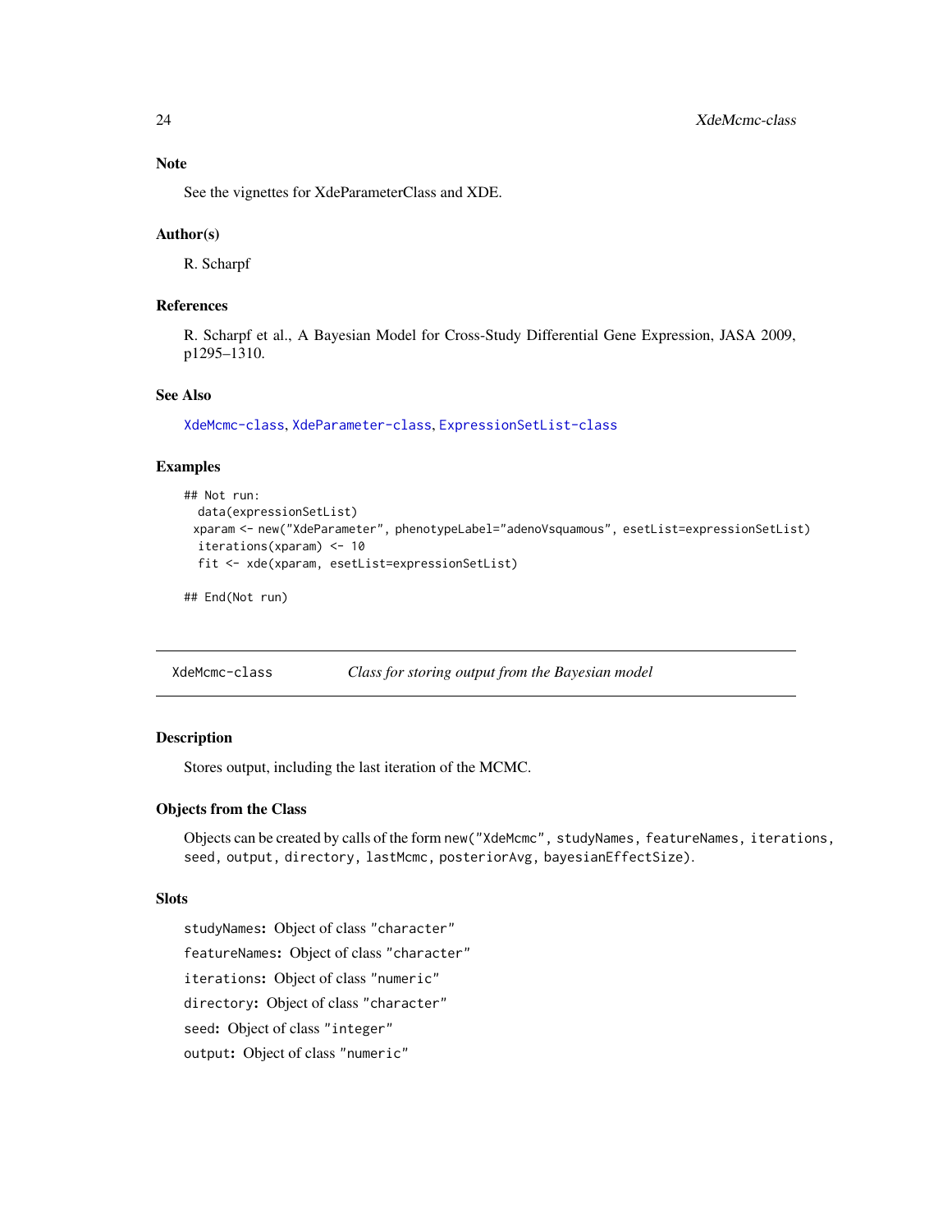### Note

See the vignettes for XdeParameterClass and XDE.

### Author(s)

R. Scharpf

### References

R. Scharpf et al., A Bayesian Model for Cross-Study Differential Gene Expression, JASA 2009, p1295–1310.

### See Also

XdeMcmc-class, XdeParameter-class, ExpressionSetList-class

### Examples

```
## Not run:
  data(expressionSetList)
 xparam <- new("XdeParameter", phenotypeLabel="adenoVsquamous", esetList=expressionSetList)
  iterations(xparam) <- 10
  fit <- xde(xparam, esetList=expressionSetList)

## End(Not run)
```

---

## XdeMcmc-class — *Class for storing output from the Bayesian model*

### Description

Stores output, including the last iteration of the MCMC.

### Objects from the Class

Objects can be created by calls of the form `new("XdeMcmc", studyNames, featureNames, iterations, seed, output, directory, lastMcmc, posteriorAvg, bayesianEffectSize)`.

### Slots

`studyNames`: Object of class `"character"`

`featureNames`: Object of class `"character"`

`iterations`: Object of class `"numeric"`

`directory`: Object of class `"character"`

`seed`: Object of class `"integer"`

`output`: Object of class `"numeric"`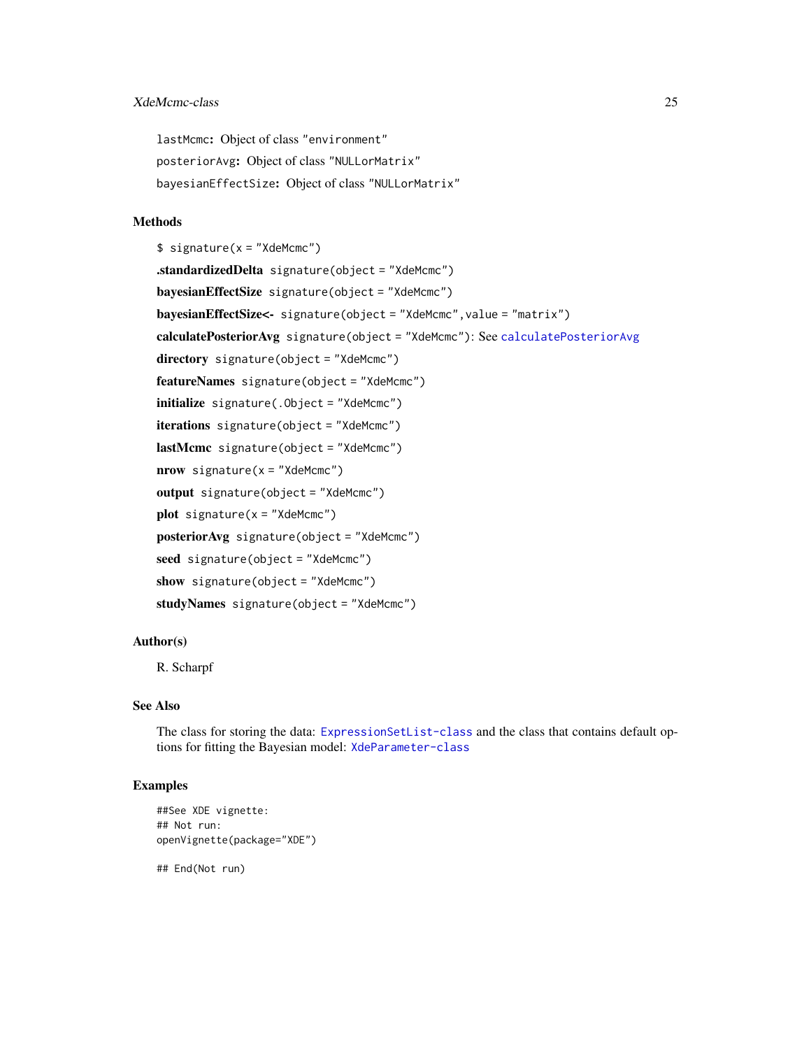`lastMcmc`**:** Object of class `"environment"`

`posteriorAvg`**:** Object of class `"NULLorMatrix"`

`bayesianEffectSize`**:** Object of class `"NULLorMatrix"`

## Methods

$ `signature(x = "XdeMcmc")`

**.standardizedDelta** `signature(object = "XdeMcmc")`

**bayesianEffectSize** `signature(object = "XdeMcmc")`

**bayesianEffectSize<-** `signature(object = "XdeMcmc", value = "matrix")`

**calculatePosteriorAvg** `signature(object = "XdeMcmc")`: See `calculatePosteriorAvg`

**directory** `signature(object = "XdeMcmc")`

**featureNames** `signature(object = "XdeMcmc")`

**initialize** `signature(.Object = "XdeMcmc")`

**iterations** `signature(object = "XdeMcmc")`

**lastMcmc** `signature(object = "XdeMcmc")`

**nrow** `signature(x = "XdeMcmc")`

**output** `signature(object = "XdeMcmc")`

**plot** `signature(x = "XdeMcmc")`

**posteriorAvg** `signature(object = "XdeMcmc")`

**seed** `signature(object = "XdeMcmc")`

**show** `signature(object = "XdeMcmc")`

**studyNames** `signature(object = "XdeMcmc")`

## Author(s)

R. Scharpf

## See Also

The class for storing the data: `ExpressionSetList-class` and the class that contains default options for fitting the Bayesian model: `XdeParameter-class`

## Examples

```
##See XDE vignette:
## Not run:
openVignette(package="XDE")

## End(Not run)
```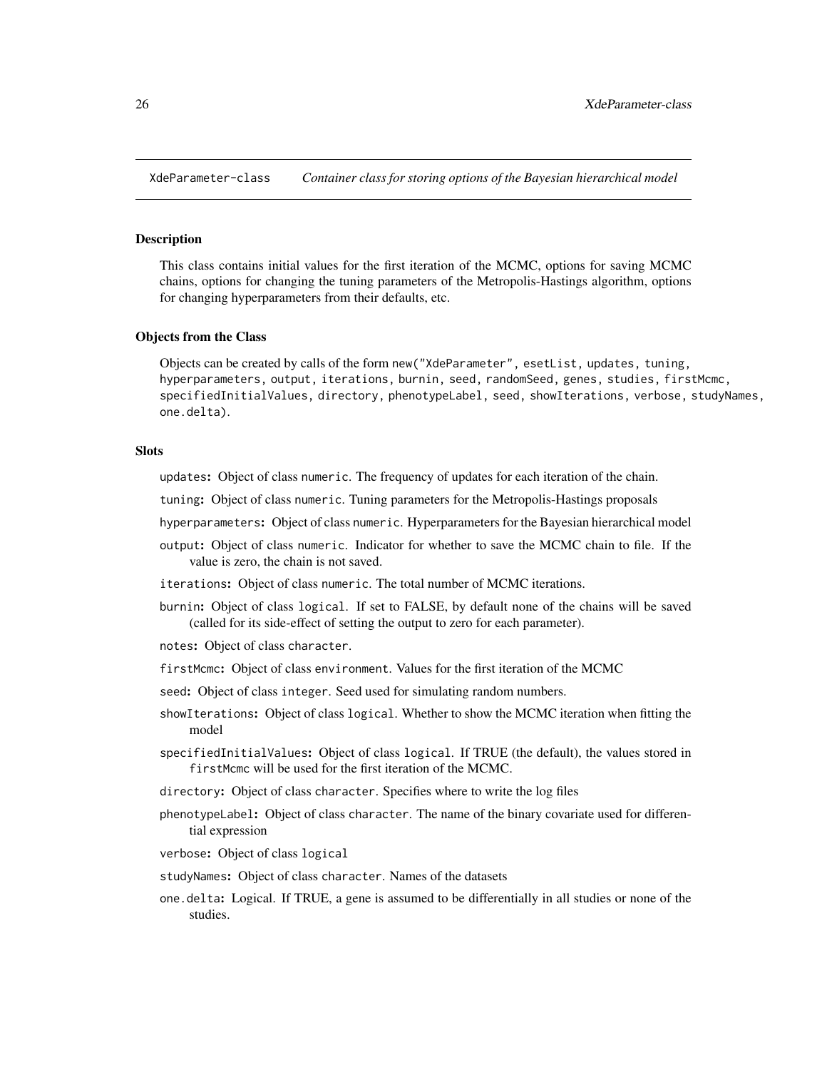XdeParameter-class *Container class for storing options of the Bayesian hierarchical model*

## Description

This class contains initial values for the first iteration of the MCMC, options for saving MCMC chains, options for changing the tuning parameters of the Metropolis-Hastings algorithm, options for changing hyperparameters from their defaults, etc.

## Objects from the Class

Objects can be created by calls of the form `new("XdeParameter", esetList, updates, tuning, hyperparameters, output, iterations, burnin, seed, randomSeed, genes, studies, firstMcmc, specifiedInitialValues, directory, phenotypeLabel, seed, showIterations, verbose, studyNames, one.delta)`.

## Slots

- `updates`: Object of class `numeric`. The frequency of updates for each iteration of the chain.
- `tuning`: Object of class `numeric`. Tuning parameters for the Metropolis-Hastings proposals
- `hyperparameters`: Object of class `numeric`. Hyperparameters for the Bayesian hierarchical model
- `output`: Object of class `numeric`. Indicator for whether to save the MCMC chain to file. If the value is zero, the chain is not saved.
- `iterations`: Object of class `numeric`. The total number of MCMC iterations.
- `burnin`: Object of class `logical`. If set to FALSE, by default none of the chains will be saved (called for its side-effect of setting the output to zero for each parameter).
- `notes`: Object of class `character`.
- `firstMcmc`: Object of class `environment`. Values for the first iteration of the MCMC
- `seed`: Object of class `integer`. Seed used for simulating random numbers.
- `showIterations`: Object of class `logical`. Whether to show the MCMC iteration when fitting the model
- `specifiedInitialValues`: Object of class `logical`. If TRUE (the default), the values stored in `firstMcmc` will be used for the first iteration of the MCMC.
- `directory`: Object of class `character`. Specifies where to write the log files
- `phenotypeLabel`: Object of class `character`. The name of the binary covariate used for differential expression
- `verbose`: Object of class `logical`
- `studyNames`: Object of class `character`. Names of the datasets
- `one.delta`: Logical. If TRUE, a gene is assumed to be differentially in all studies or none of the studies.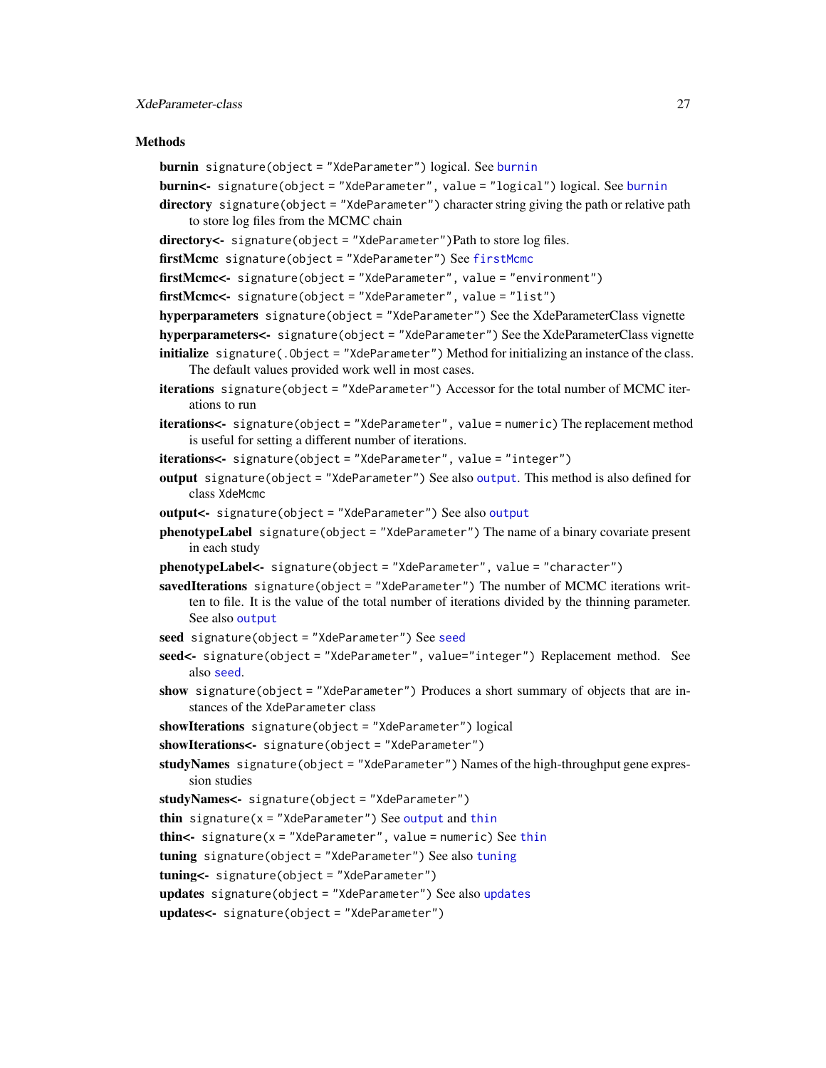## Methods

**burnin** `signature(object = "XdeParameter")` logical. See `burnin`

**burnin<-** `signature(object = "XdeParameter", value = "logical")` logical. See `burnin`

**directory** `signature(object = "XdeParameter")` character string giving the path or relative path to store log files from the MCMC chain

**directory<-** `signature(object = "XdeParameter")`Path to store log files.

**firstMcmc** `signature(object = "XdeParameter")` See `firstMcmc`

**firstMcmc<-** `signature(object = "XdeParameter", value = "environment")`

**firstMcmc<-** `signature(object = "XdeParameter", value = "list")`

**hyperparameters** `signature(object = "XdeParameter")` See the XdeParameterClass vignette

**hyperparameters<-** `signature(object = "XdeParameter")` See the XdeParameterClass vignette

**initialize** `signature(.Object = "XdeParameter")` Method for initializing an instance of the class. The default values provided work well in most cases.

**iterations** `signature(object = "XdeParameter")` Accessor for the total number of MCMC iterations to run

**iterations<-** `signature(object = "XdeParameter", value = numeric)` The replacement method is useful for setting a different number of iterations.

**iterations<-** `signature(object = "XdeParameter", value = "integer")`

**output** `signature(object = "XdeParameter")` See also `output`. This method is also defined for class `XdeMcmc`

**output<-** `signature(object = "XdeParameter")` See also `output`

**phenotypeLabel** `signature(object = "XdeParameter")` The name of a binary covariate present in each study

**phenotypeLabel<-** `signature(object = "XdeParameter", value = "character")`

**savedIterations** `signature(object = "XdeParameter")` The number of MCMC iterations written to file. It is the value of the total number of iterations divided by the thinning parameter. See also `output`

**seed** `signature(object = "XdeParameter")` See `seed`

**seed<-** `signature(object = "XdeParameter", value="integer")` Replacement method. See also `seed`.

**show** `signature(object = "XdeParameter")` Produces a short summary of objects that are instances of the `XdeParameter` class

**showIterations** `signature(object = "XdeParameter")` logical

**showIterations<-** `signature(object = "XdeParameter")`

**studyNames** `signature(object = "XdeParameter")` Names of the high-throughput gene expression studies

**studyNames<-** `signature(object = "XdeParameter")`

**thin** `signature(x = "XdeParameter")` See `output` and `thin`

**thin<-** `signature(x = "XdeParameter", value = numeric)` See `thin`

**tuning** `signature(object = "XdeParameter")` See also `tuning`

**tuning<-** `signature(object = "XdeParameter")`

**updates** `signature(object = "XdeParameter")` See also `updates`

**updates<-** `signature(object = "XdeParameter")`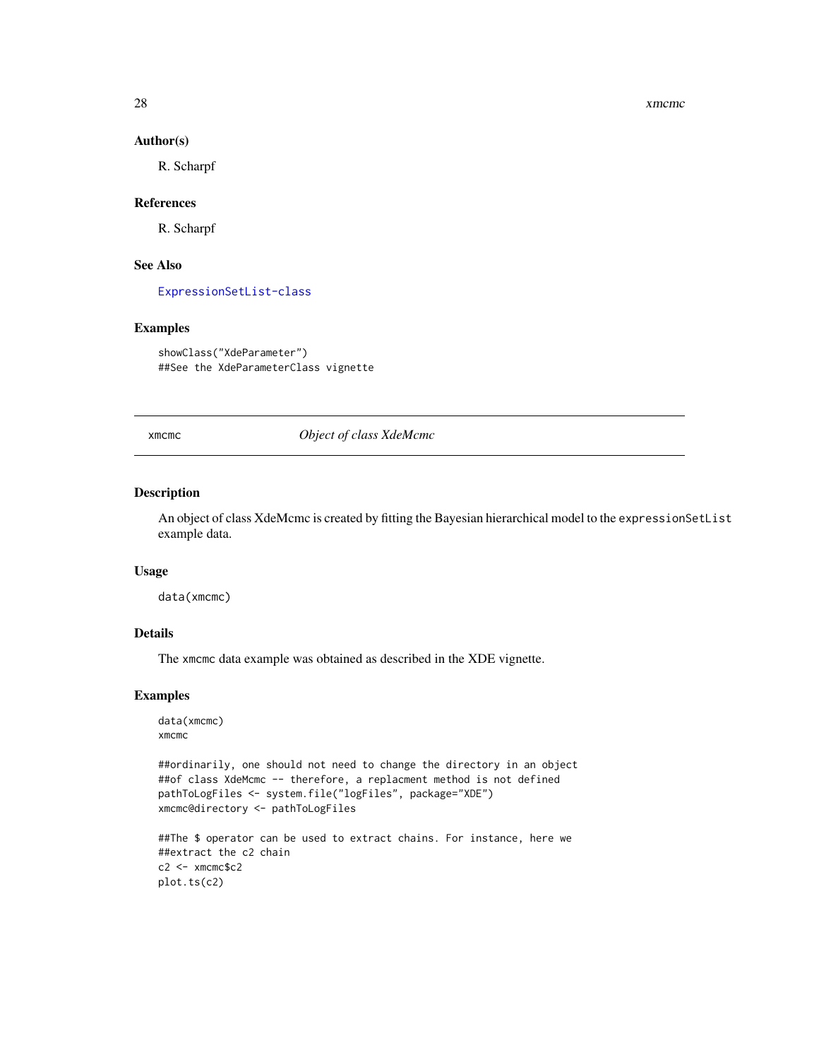### Author(s)

R. Scharpf

### References

R. Scharpf

### See Also

ExpressionSetList-class

### Examples

```
showClass("XdeParameter")
##See the XdeParameterClass vignette
```

---

## xmcmc *Object of class XdeMcmc*

---

### Description

An object of class XdeMcmc is created by fitting the Bayesian hierarchical model to the `expressionSetList` example data.

### Usage

```
data(xmcmc)
```

### Details

The `xmcmc` data example was obtained as described in the XDE vignette.

### Examples

```
data(xmcmc)
xmcmc

##ordinarily, one should not need to change the directory in an object
##of class XdeMcmc -- therefore, a replacment method is not defined
pathToLogFiles <- system.file("logFiles", package="XDE")
xmcmc@directory <- pathToLogFiles

##The $ operator can be used to extract chains. For instance, here we
##extract the c2 chain
c2 <- xmcmc$c2
plot.ts(c2)
```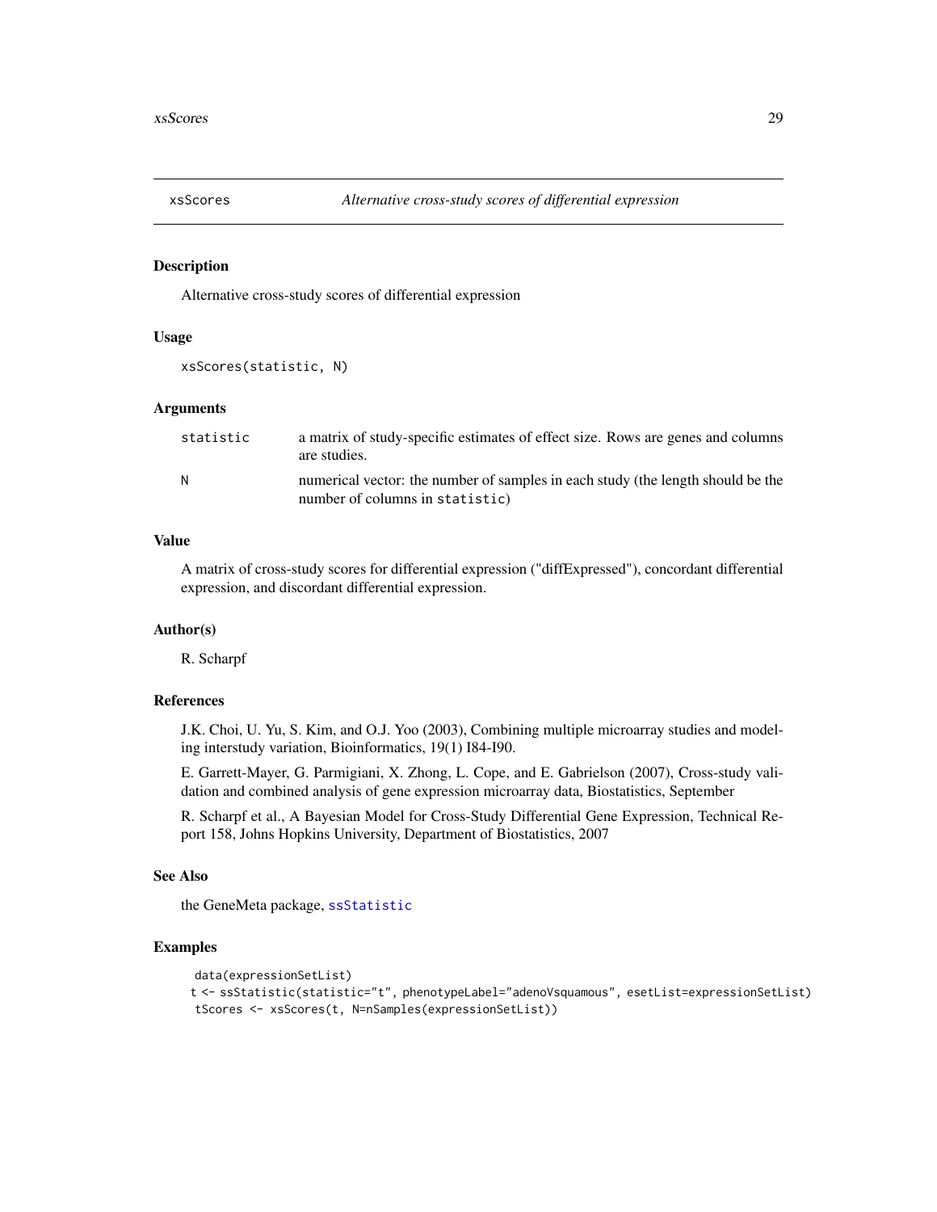# xsScores — *Alternative cross-study scores of differential expression*

## Description

Alternative cross-study scores of differential expression

## Usage

```
xsScores(statistic, N)
```

## Arguments

| | |
|---|---|
| statistic | a matrix of study-specific estimates of effect size. Rows are genes and columns are studies. |
| N | numerical vector: the number of samples in each study (the length should be the number of columns in `statistic`) |

## Value

A matrix of cross-study scores for differential expression ("diffExpressed"), concordant differential expression, and discordant differential expression.

## Author(s)

R. Scharpf

## References

J.K. Choi, U. Yu, S. Kim, and O.J. Yoo (2003), Combining multiple microarray studies and modeling interstudy variation, Bioinformatics, 19(1) I84-I90.

E. Garrett-Mayer, G. Parmigiani, X. Zhong, L. Cope, and E. Gabrielson (2007), Cross-study validation and combined analysis of gene expression microarray data, Biostatistics, September

R. Scharpf et al., A Bayesian Model for Cross-Study Differential Gene Expression, Technical Report 158, Johns Hopkins University, Department of Biostatistics, 2007

## See Also

the GeneMeta package, `ssStatistic`

## Examples

```
data(expressionSetList)
t <- ssStatistic(statistic="t", phenotypeLabel="adenoVsquamous", esetList=expressionSetList)
tScores <- xsScores(t, N=nSamples(expressionSetList))
```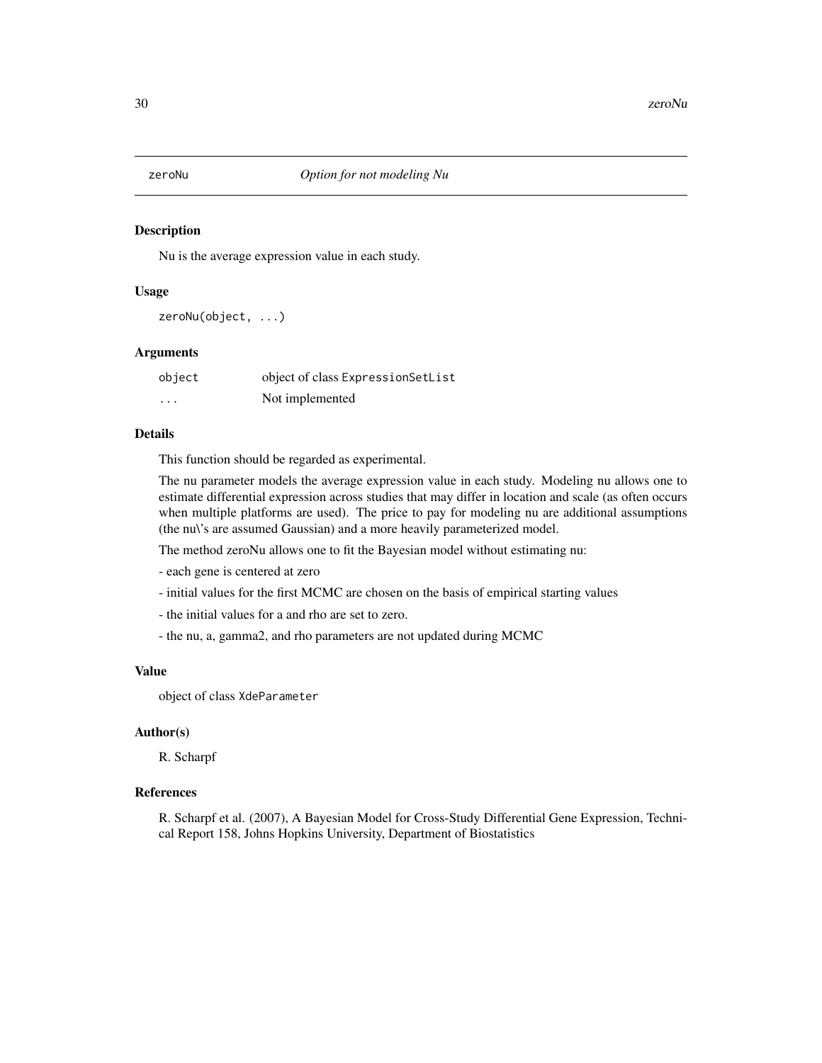# zeroNu — *Option for not modeling Nu*

## Description

Nu is the average expression value in each study.

## Usage

```
zeroNu(object, ...)
```

## Arguments

| | |
|---|---|
| `object` | object of class `ExpressionSetList` |
| `...` | Not implemented |

## Details

This function should be regarded as experimental.

The nu parameter models the average expression value in each study. Modeling nu allows one to estimate differential expression across studies that may differ in location and scale (as often occurs when multiple platforms are used). The price to pay for modeling nu are additional assumptions (the nu\'s are assumed Gaussian) and a more heavily parameterized model.

The method zeroNu allows one to fit the Bayesian model without estimating nu:

- each gene is centered at zero

- initial values for the first MCMC are chosen on the basis of empirical starting values

- the initial values for a and rho are set to zero.

- the nu, a, gamma2, and rho parameters are not updated during MCMC

## Value

object of class `XdeParameter`

## Author(s)

R. Scharpf

## References

R. Scharpf et al. (2007), A Bayesian Model for Cross-Study Differential Gene Expression, Technical Report 158, Johns Hopkins University, Department of Biostatistics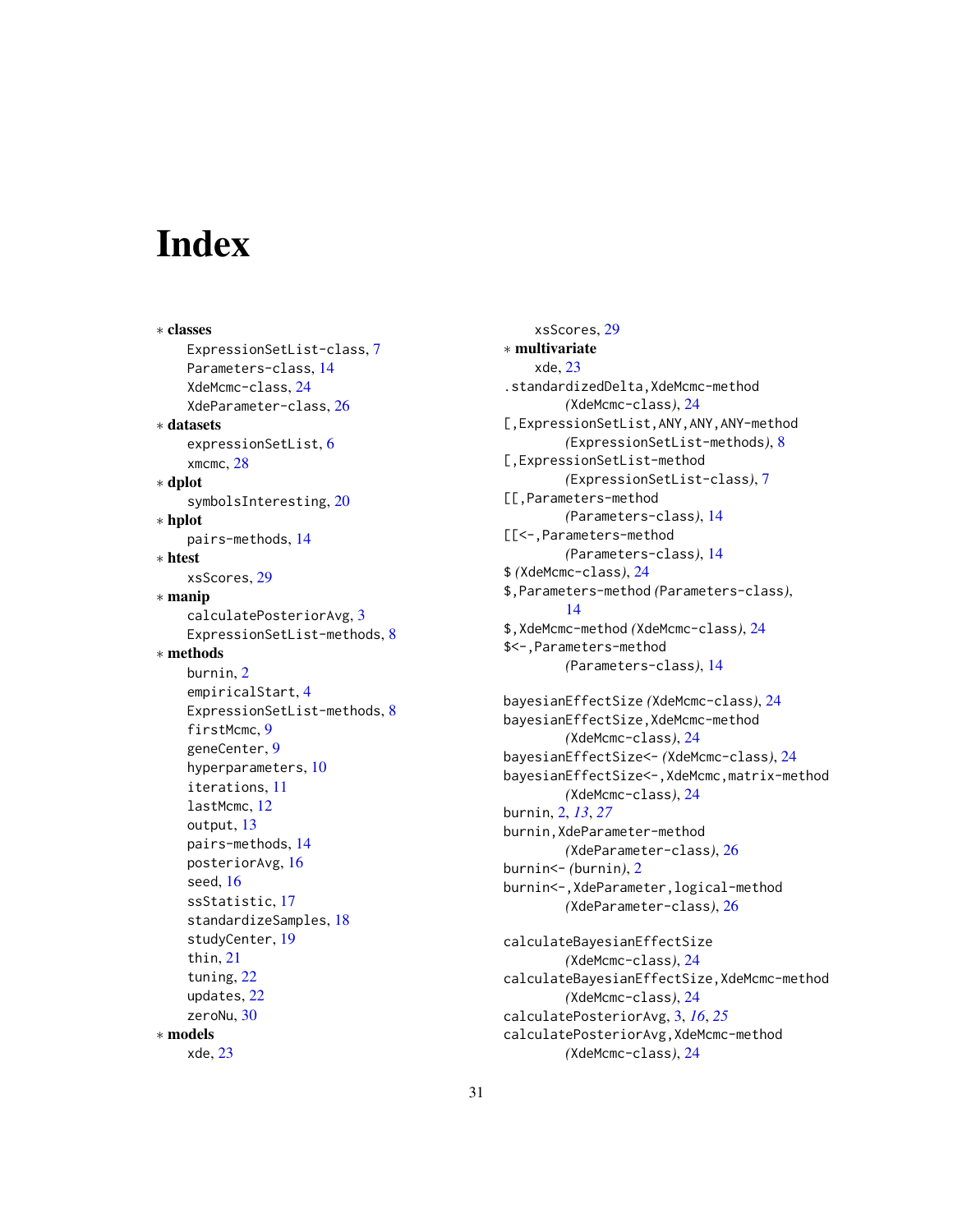# Index

∗ **classes**
  ExpressionSetList-class, 7
  Parameters-class, 14
  XdeMcmc-class, 24
  XdeParameter-class, 26

∗ **datasets**
  expressionSetList, 6
  xmcmc, 28

∗ **dplot**
  symbolsInteresting, 20

∗ **hplot**
  pairs-methods, 14

∗ **htest**
  xsScores, 29

∗ **manip**
  calculatePosteriorAvg, 3
  ExpressionSetList-methods, 8

∗ **methods**
  burnin, 2
  empiricalStart, 4
  ExpressionSetList-methods, 8
  firstMcmc, 9
  geneCenter, 9
  hyperparameters, 10
  iterations, 11
  lastMcmc, 12
  output, 13
  pairs-methods, 14
  posteriorAvg, 16
  seed, 16
  ssStatistic, 17
  standardizeSamples, 18
  studyCenter, 19
  thin, 21
  tuning, 22
  updates, 22
  zeroNu, 30

∗ **models**
  xde, 23
  xsScores, 29

∗ **multivariate**
  xde, 23

.standardizedDelta,XdeMcmc-method *(XdeMcmc-class)*, 24
[,ExpressionSetList,ANY,ANY,ANY-method *(ExpressionSetList-methods)*, 8
[,ExpressionSetList-method *(ExpressionSetList-class)*, 7
[[,Parameters-method *(Parameters-class)*, 14
[[<-,Parameters-method *(Parameters-class)*, 14
$ *(XdeMcmc-class)*, 24
$,Parameters-method *(Parameters-class)*, 14
$,XdeMcmc-method *(XdeMcmc-class)*, 24
$<-,Parameters-method *(Parameters-class)*, 14

bayesianEffectSize *(XdeMcmc-class)*, 24
bayesianEffectSize,XdeMcmc-method *(XdeMcmc-class)*, 24
bayesianEffectSize<- *(XdeMcmc-class)*, 24
bayesianEffectSize<-,XdeMcmc,matrix-method *(XdeMcmc-class)*, 24
burnin, 2, *13*, *27*
burnin,XdeParameter-method *(XdeParameter-class)*, 26
burnin<- *(burnin)*, 2
burnin<-,XdeParameter,logical-method *(XdeParameter-class)*, 26

calculateBayesianEffectSize *(XdeMcmc-class)*, 24
calculateBayesianEffectSize,XdeMcmc-method *(XdeMcmc-class)*, 24
calculatePosteriorAvg, 3, *16*, *25*
calculatePosteriorAvg,XdeMcmc-method *(XdeMcmc-class)*, 24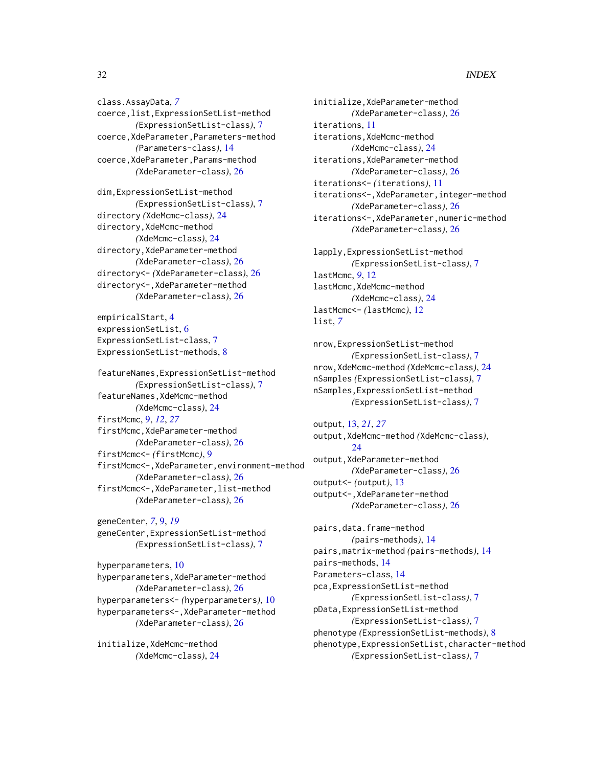class.AssayData, *7*
coerce,list,ExpressionSetList-method
        *(*ExpressionSetList-class*)*, 7
coerce,XdeParameter,Parameters-method
        *(*Parameters-class*)*, 14
coerce,XdeParameter,Params-method
        *(*XdeParameter-class*)*, 26

dim,ExpressionSetList-method
        *(*ExpressionSetList-class*)*, 7
directory *(*XdeMcmc-class*)*, 24
directory,XdeMcmc-method
        *(*XdeMcmc-class*)*, 24
directory,XdeParameter-method
        *(*XdeParameter-class*)*, 26
directory<- *(*XdeParameter-class*)*, 26
directory<-,XdeParameter-method
        *(*XdeParameter-class*)*, 26

empiricalStart, 4
expressionSetList, 6
ExpressionSetList-class, 7
ExpressionSetList-methods, 8

featureNames,ExpressionSetList-method
        *(*ExpressionSetList-class*)*, 7
featureNames,XdeMcmc-method
        *(*XdeMcmc-class*)*, 24
firstMcmc, 9, *12*, *27*
firstMcmc,XdeParameter-method
        *(*XdeParameter-class*)*, 26
firstMcmc<- *(*firstMcmc*)*, 9
firstMcmc<-,XdeParameter,environment-method
        *(*XdeParameter-class*)*, 26
firstMcmc<-,XdeParameter,list-method
        *(*XdeParameter-class*)*, 26

geneCenter, *7*, 9, *19*
geneCenter,ExpressionSetList-method
        *(*ExpressionSetList-class*)*, 7

hyperparameters, 10
hyperparameters,XdeParameter-method
        *(*XdeParameter-class*)*, 26
hyperparameters<- *(*hyperparameters*)*, 10
hyperparameters<-,XdeParameter-method
        *(*XdeParameter-class*)*, 26

initialize,XdeMcmc-method
        *(*XdeMcmc-class*)*, 24
initialize,XdeParameter-method
        *(*XdeParameter-class*)*, 26
iterations, 11
iterations,XdeMcmc-method
        *(*XdeMcmc-class*)*, 24
iterations,XdeParameter-method
        *(*XdeParameter-class*)*, 26
iterations<- *(*iterations*)*, 11
iterations<-,XdeParameter,integer-method
        *(*XdeParameter-class*)*, 26
iterations<-,XdeParameter,numeric-method
        *(*XdeParameter-class*)*, 26

lapply,ExpressionSetList-method
        *(*ExpressionSetList-class*)*, 7
lastMcmc, *9*, 12
lastMcmc,XdeMcmc-method
        *(*XdeMcmc-class*)*, 24
lastMcmc<- *(*lastMcmc*)*, 12
list, *7*

nrow,ExpressionSetList-method
        *(*ExpressionSetList-class*)*, 7
nrow,XdeMcmc-method *(*XdeMcmc-class*)*, 24
nSamples *(*ExpressionSetList-class*)*, 7
nSamples,ExpressionSetList-method
        *(*ExpressionSetList-class*)*, 7

output, 13, *21*, *27*
output,XdeMcmc-method *(*XdeMcmc-class*)*,
        24
output,XdeParameter-method
        *(*XdeParameter-class*)*, 26
output<- *(*output*)*, 13
output<-,XdeParameter-method
        *(*XdeParameter-class*)*, 26

pairs,data.frame-method
        *(*pairs-methods*)*, 14
pairs,matrix-method *(*pairs-methods*)*, 14
pairs-methods, 14
Parameters-class, 14
pca,ExpressionSetList-method
        *(*ExpressionSetList-class*)*, 7
pData,ExpressionSetList-method
        *(*ExpressionSetList-class*)*, 7
phenotype *(*ExpressionSetList-methods*)*, 8
phenotype,ExpressionSetList,character-method
        *(*ExpressionSetList-class*)*, 7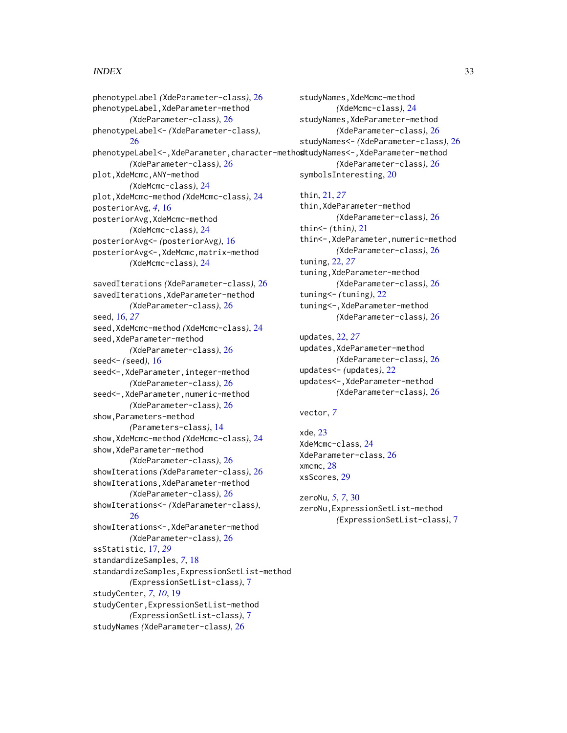phenotypeLabel *(XdeParameter-class)*, 26
phenotypeLabel,XdeParameter-method
    *(XdeParameter-class)*, 26
phenotypeLabel<- *(XdeParameter-class)*, 26
phenotypeLabel<-,XdeParameter,character-method
    *(XdeParameter-class)*, 26
plot,XdeMcmc,ANY-method
    *(XdeMcmc-class)*, 24
plot,XdeMcmc-method *(XdeMcmc-class)*, 24
posteriorAvg, *4*, 16
posteriorAvg,XdeMcmc-method
    *(XdeMcmc-class)*, 24
posteriorAvg<- *(posteriorAvg)*, 16
posteriorAvg<-,XdeMcmc,matrix-method
    *(XdeMcmc-class)*, 24

savedIterations *(XdeParameter-class)*, 26
savedIterations,XdeParameter-method
    *(XdeParameter-class)*, 26
seed, 16, *27*
seed,XdeMcmc-method *(XdeMcmc-class)*, 24
seed,XdeParameter-method
    *(XdeParameter-class)*, 26
seed<- *(seed)*, 16
seed<-,XdeParameter,integer-method
    *(XdeParameter-class)*, 26
seed<-,XdeParameter,numeric-method
    *(XdeParameter-class)*, 26
show,Parameters-method
    *(Parameters-class)*, 14
show,XdeMcmc-method *(XdeMcmc-class)*, 24
show,XdeParameter-method
    *(XdeParameter-class)*, 26
showIterations *(XdeParameter-class)*, 26
showIterations,XdeParameter-method
    *(XdeParameter-class)*, 26
showIterations<- *(XdeParameter-class)*, 26
showIterations<-,XdeParameter-method
    *(XdeParameter-class)*, 26
ssStatistic, 17, *29*
standardizeSamples, *7*, 18
standardizeSamples,ExpressionSetList-method
    *(ExpressionSetList-class)*, 7
studyCenter, *7*, *10*, 19
studyCenter,ExpressionSetList-method
    *(ExpressionSetList-class)*, 7
studyNames *(XdeParameter-class)*, 26
studyNames,XdeMcmc-method
    *(XdeMcmc-class)*, 24
studyNames,XdeParameter-method
    *(XdeParameter-class)*, 26
studyNames<- *(XdeParameter-class)*, 26
studyNames<-,XdeParameter-method
    *(XdeParameter-class)*, 26
symbolsInteresting, 20

thin, 21, *27*
thin,XdeParameter-method
    *(XdeParameter-class)*, 26
thin<- *(thin)*, 21
thin<-,XdeParameter,numeric-method
    *(XdeParameter-class)*, 26
tuning, 22, *27*
tuning,XdeParameter-method
    *(XdeParameter-class)*, 26
tuning<- *(tuning)*, 22
tuning<-,XdeParameter-method
    *(XdeParameter-class)*, 26

updates, 22, *27*
updates,XdeParameter-method
    *(XdeParameter-class)*, 26
updates<- *(updates)*, 22
updates<-,XdeParameter-method
    *(XdeParameter-class)*, 26

vector, *7*

xde, 23
XdeMcmc-class, 24
XdeParameter-class, 26
xmcmc, 28
xsScores, 29

zeroNu, *5*, *7*, 30
zeroNu,ExpressionSetList-method
    *(ExpressionSetList-class)*, 7